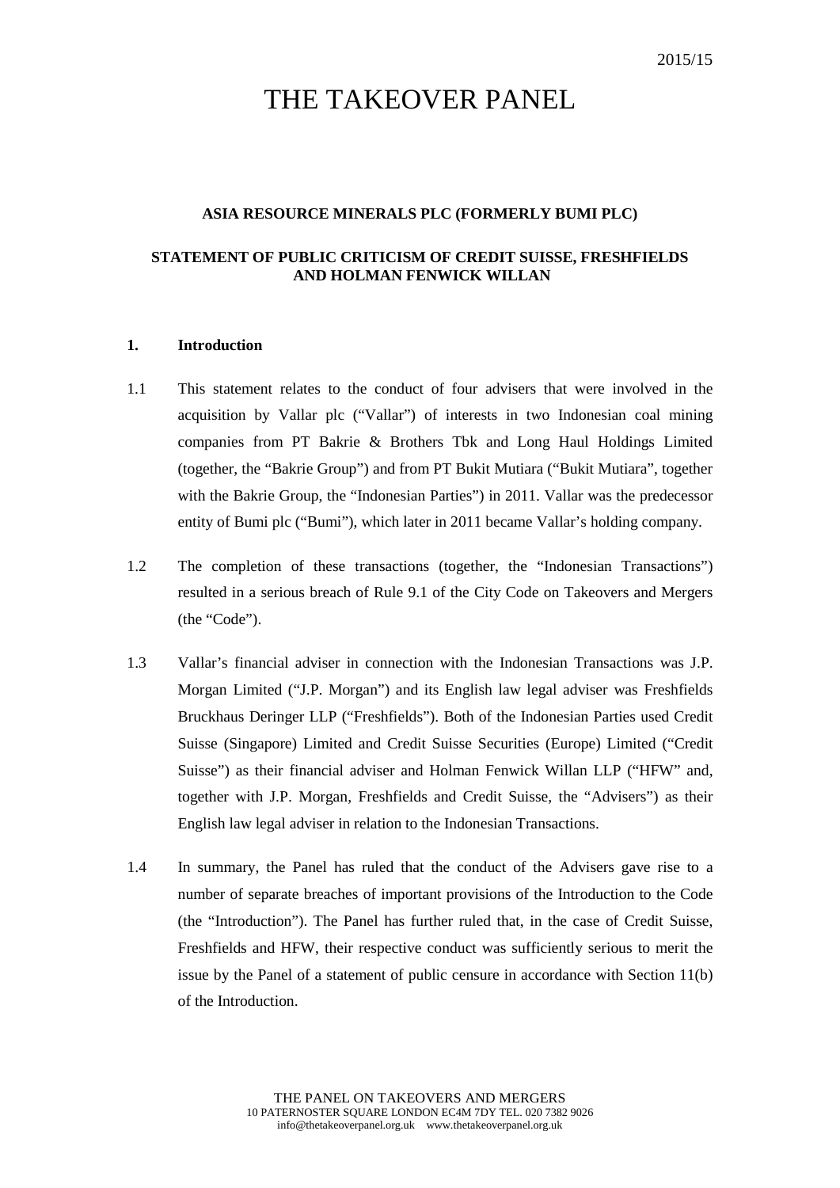2015/15

# THE TAKEOVER PANEL

**ASIA RESOURCE MINERALS PLC (FORMERLY BUMI PLC)**

**STATEMENT OF PUBLIC CRITICISM OF CREDIT SUISSE, FRESHFIELDS AND HOLMAN FENWICK WILLAN**

## 1. Introduction

1.1 This statement relates to the conduct of four advisers that were involved in the acquisition by Vallar plc ("Vallar") of interests in two Indonesian coal mining companies from PT Bakrie & Brothers Tbk and Long Haul Holdings Limited (together, the "Bakrie Group") and from PT Bukit Mutiara ("Bukit Mutiara", together with the Bakrie Group, the "Indonesian Parties") in 2011. Vallar was the predecessor entity of Bumi plc ("Bumi"), which later in 2011 became Vallar's holding company.

1.2 The completion of these transactions (together, the "Indonesian Transactions") resulted in a serious breach of Rule 9.1 of the City Code on Takeovers and Mergers (the "Code").

1.3 Vallar's financial adviser in connection with the Indonesian Transactions was J.P. Morgan Limited ("J.P. Morgan") and its English law legal adviser was Freshfields Bruckhaus Deringer LLP ("Freshfields"). Both of the Indonesian Parties used Credit Suisse (Singapore) Limited and Credit Suisse Securities (Europe) Limited ("Credit Suisse") as their financial adviser and Holman Fenwick Willan LLP ("HFW" and, together with J.P. Morgan, Freshfields and Credit Suisse, the "Advisers") as their English law legal adviser in relation to the Indonesian Transactions.

1.4 In summary, the Panel has ruled that the conduct of the Advisers gave rise to a number of separate breaches of important provisions of the Introduction to the Code (the "Introduction"). The Panel has further ruled that, in the case of Credit Suisse, Freshfields and HFW, their respective conduct was sufficiently serious to merit the issue by the Panel of a statement of public censure in accordance with Section 11(b) of the Introduction.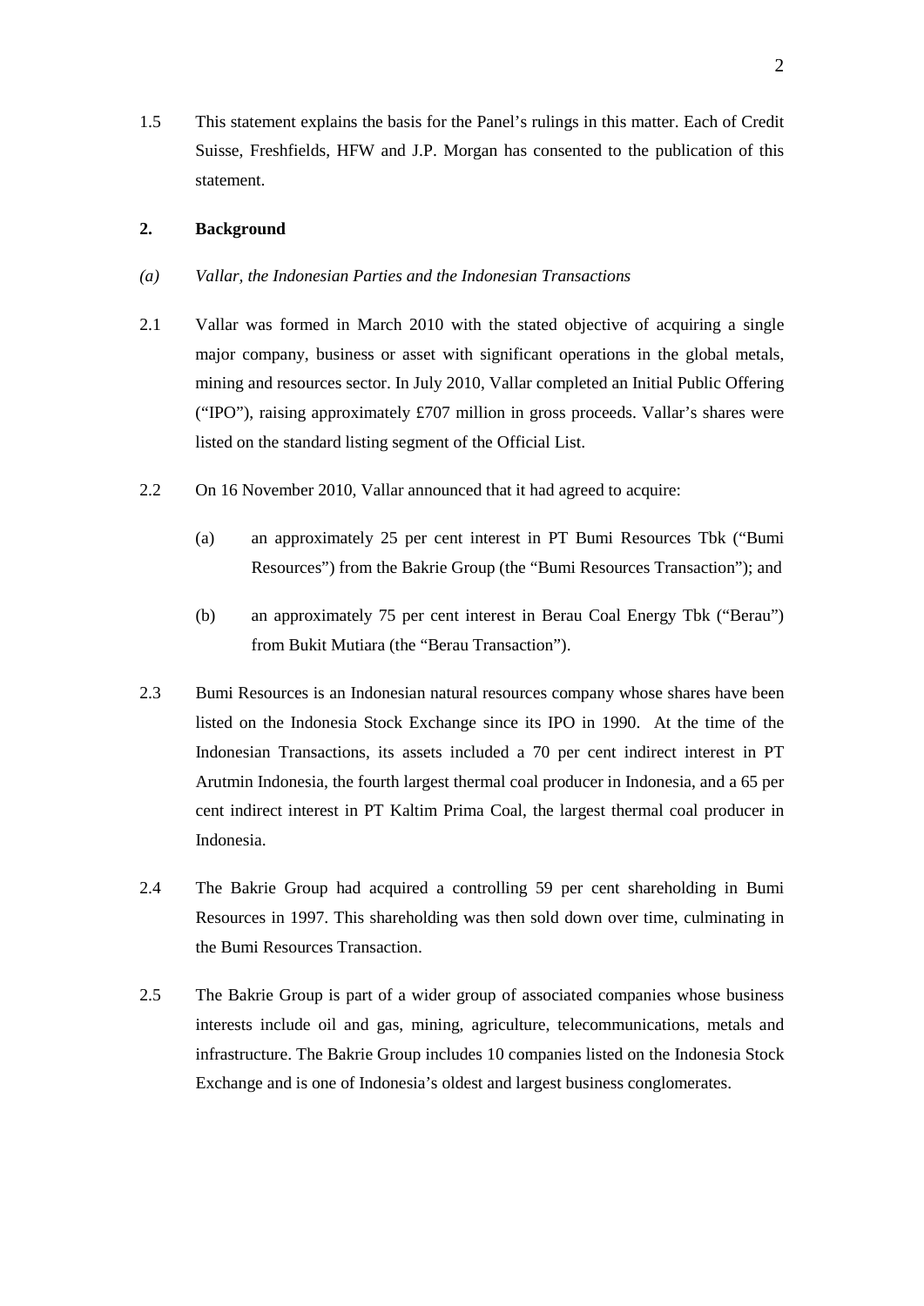1.5 This statement explains the basis for the Panel's rulings in this matter. Each of Credit Suisse, Freshfields, HFW and J.P. Morgan has consented to the publication of this statement.

## 2. Background

### *(a) Vallar, the Indonesian Parties and the Indonesian Transactions*

2.1 Vallar was formed in March 2010 with the stated objective of acquiring a single major company, business or asset with significant operations in the global metals, mining and resources sector. In July 2010, Vallar completed an Initial Public Offering ("IPO"), raising approximately £707 million in gross proceeds. Vallar's shares were listed on the standard listing segment of the Official List.

2.2 On 16 November 2010, Vallar announced that it had agreed to acquire:

(a) an approximately 25 per cent interest in PT Bumi Resources Tbk ("Bumi Resources") from the Bakrie Group (the "Bumi Resources Transaction"); and

(b) an approximately 75 per cent interest in Berau Coal Energy Tbk ("Berau") from Bukit Mutiara (the "Berau Transaction").

2.3 Bumi Resources is an Indonesian natural resources company whose shares have been listed on the Indonesia Stock Exchange since its IPO in 1990. At the time of the Indonesian Transactions, its assets included a 70 per cent indirect interest in PT Arutmin Indonesia, the fourth largest thermal coal producer in Indonesia, and a 65 per cent indirect interest in PT Kaltim Prima Coal, the largest thermal coal producer in Indonesia.

2.4 The Bakrie Group had acquired a controlling 59 per cent shareholding in Bumi Resources in 1997. This shareholding was then sold down over time, culminating in the Bumi Resources Transaction.

2.5 The Bakrie Group is part of a wider group of associated companies whose business interests include oil and gas, mining, agriculture, telecommunications, metals and infrastructure. The Bakrie Group includes 10 companies listed on the Indonesia Stock Exchange and is one of Indonesia's oldest and largest business conglomerates.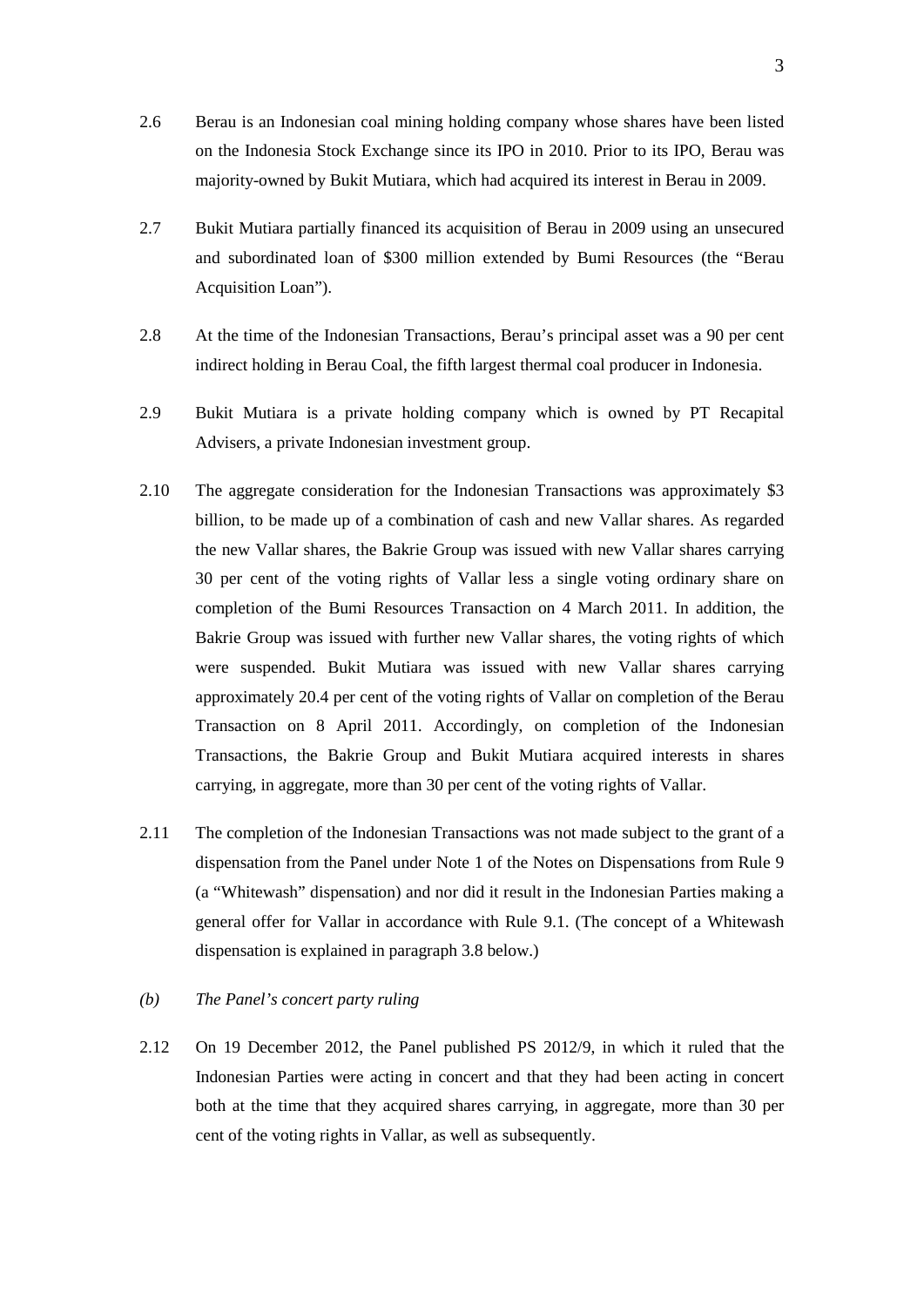2.6 Berau is an Indonesian coal mining holding company whose shares have been listed on the Indonesia Stock Exchange since its IPO in 2010. Prior to its IPO, Berau was majority-owned by Bukit Mutiara, which had acquired its interest in Berau in 2009.

2.7 Bukit Mutiara partially financed its acquisition of Berau in 2009 using an unsecured and subordinated loan of $300 million extended by Bumi Resources (the "Berau Acquisition Loan").

2.8 At the time of the Indonesian Transactions, Berau's principal asset was a 90 per cent indirect holding in Berau Coal, the fifth largest thermal coal producer in Indonesia.

2.9 Bukit Mutiara is a private holding company which is owned by PT Recapital Advisers, a private Indonesian investment group.

2.10 The aggregate consideration for the Indonesian Transactions was approximately $3 billion, to be made up of a combination of cash and new Vallar shares. As regarded the new Vallar shares, the Bakrie Group was issued with new Vallar shares carrying 30 per cent of the voting rights of Vallar less a single voting ordinary share on completion of the Bumi Resources Transaction on 4 March 2011. In addition, the Bakrie Group was issued with further new Vallar shares, the voting rights of which were suspended. Bukit Mutiara was issued with new Vallar shares carrying approximately 20.4 per cent of the voting rights of Vallar on completion of the Berau Transaction on 8 April 2011. Accordingly, on completion of the Indonesian Transactions, the Bakrie Group and Bukit Mutiara acquired interests in shares carrying, in aggregate, more than 30 per cent of the voting rights of Vallar.

2.11 The completion of the Indonesian Transactions was not made subject to the grant of a dispensation from the Panel under Note 1 of the Notes on Dispensations from Rule 9 (a "Whitewash" dispensation) and nor did it result in the Indonesian Parties making a general offer for Vallar in accordance with Rule 9.1. (The concept of a Whitewash dispensation is explained in paragraph 3.8 below.)

*(b) The Panel's concert party ruling*

2.12 On 19 December 2012, the Panel published PS 2012/9, in which it ruled that the Indonesian Parties were acting in concert and that they had been acting in concert both at the time that they acquired shares carrying, in aggregate, more than 30 per cent of the voting rights in Vallar, as well as subsequently.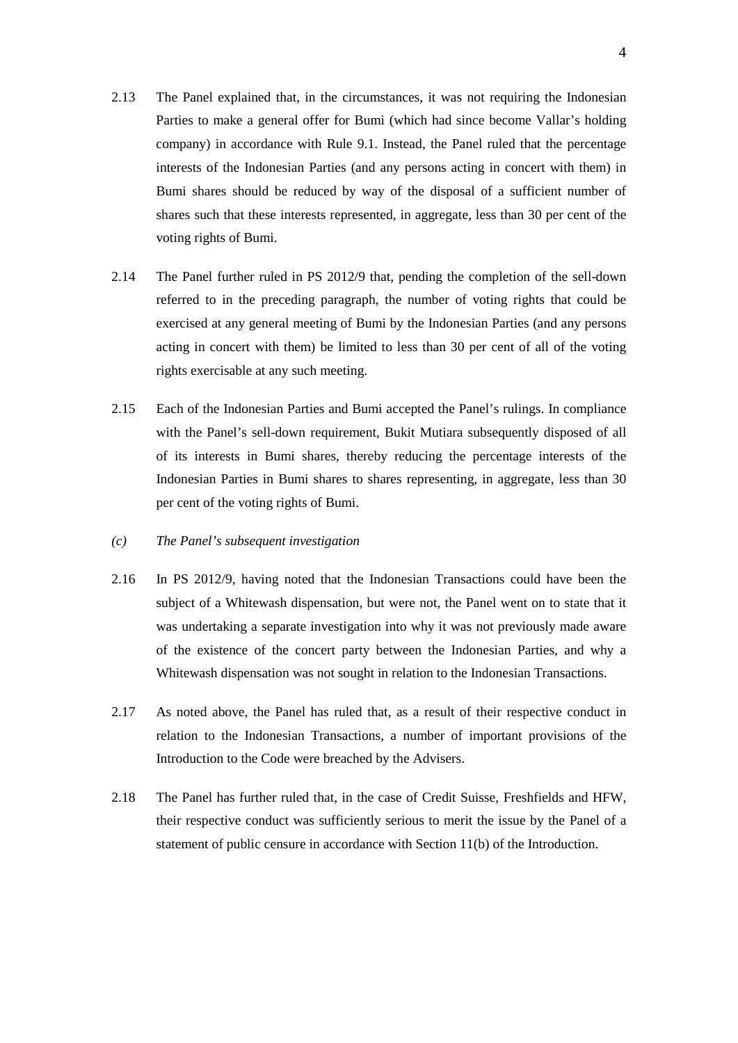2.13 The Panel explained that, in the circumstances, it was not requiring the Indonesian Parties to make a general offer for Bumi (which had since become Vallar's holding company) in accordance with Rule 9.1. Instead, the Panel ruled that the percentage interests of the Indonesian Parties (and any persons acting in concert with them) in Bumi shares should be reduced by way of the disposal of a sufficient number of shares such that these interests represented, in aggregate, less than 30 per cent of the voting rights of Bumi.

2.14 The Panel further ruled in PS 2012/9 that, pending the completion of the sell-down referred to in the preceding paragraph, the number of voting rights that could be exercised at any general meeting of Bumi by the Indonesian Parties (and any persons acting in concert with them) be limited to less than 30 per cent of all of the voting rights exercisable at any such meeting.

2.15 Each of the Indonesian Parties and Bumi accepted the Panel's rulings. In compliance with the Panel's sell-down requirement, Bukit Mutiara subsequently disposed of all of its interests in Bumi shares, thereby reducing the percentage interests of the Indonesian Parties in Bumi shares to shares representing, in aggregate, less than 30 per cent of the voting rights of Bumi.

*(c) The Panel's subsequent investigation*

2.16 In PS 2012/9, having noted that the Indonesian Transactions could have been the subject of a Whitewash dispensation, but were not, the Panel went on to state that it was undertaking a separate investigation into why it was not previously made aware of the existence of the concert party between the Indonesian Parties, and why a Whitewash dispensation was not sought in relation to the Indonesian Transactions.

2.17 As noted above, the Panel has ruled that, as a result of their respective conduct in relation to the Indonesian Transactions, a number of important provisions of the Introduction to the Code were breached by the Advisers.

2.18 The Panel has further ruled that, in the case of Credit Suisse, Freshfields and HFW, their respective conduct was sufficiently serious to merit the issue by the Panel of a statement of public censure in accordance with Section 11(b) of the Introduction.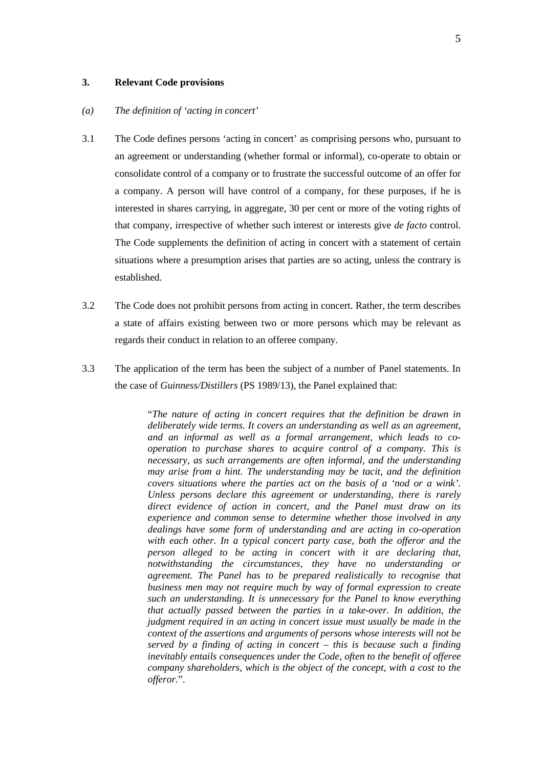## 3. Relevant Code provisions

### *(a) The definition of 'acting in concert'*

3.1 The Code defines persons 'acting in concert' as comprising persons who, pursuant to an agreement or understanding (whether formal or informal), co-operate to obtain or consolidate control of a company or to frustrate the successful outcome of an offer for a company. A person will have control of a company, for these purposes, if he is interested in shares carrying, in aggregate, 30 per cent or more of the voting rights of that company, irrespective of whether such interest or interests give *de facto* control. The Code supplements the definition of acting in concert with a statement of certain situations where a presumption arises that parties are so acting, unless the contrary is established.

3.2 The Code does not prohibit persons from acting in concert. Rather, the term describes a state of affairs existing between two or more persons which may be relevant as regards their conduct in relation to an offeree company.

3.3 The application of the term has been the subject of a number of Panel statements. In the case of *Guinness/Distillers* (PS 1989/13), the Panel explained that:

> "*The nature of acting in concert requires that the definition be drawn in deliberately wide terms. It covers an understanding as well as an agreement, and an informal as well as a formal arrangement, which leads to co-operation to purchase shares to acquire control of a company. This is necessary, as such arrangements are often informal, and the understanding may arise from a hint. The understanding may be tacit, and the definition covers situations where the parties act on the basis of a 'nod or a wink'. Unless persons declare this agreement or understanding, there is rarely direct evidence of action in concert, and the Panel must draw on its experience and common sense to determine whether those involved in any dealings have some form of understanding and are acting in co-operation with each other. In a typical concert party case, both the offeror and the person alleged to be acting in concert with it are declaring that, notwithstanding the circumstances, they have no understanding or agreement. The Panel has to be prepared realistically to recognise that business men may not require much by way of formal expression to create such an understanding. It is unnecessary for the Panel to know everything that actually passed between the parties in a take-over. In addition, the judgment required in an acting in concert issue must usually be made in the context of the assertions and arguments of persons whose interests will not be served by a finding of acting in concert – this is because such a finding inevitably entails consequences under the Code, often to the benefit of offeree company shareholders, which is the object of the concept, with a cost to the offeror.*".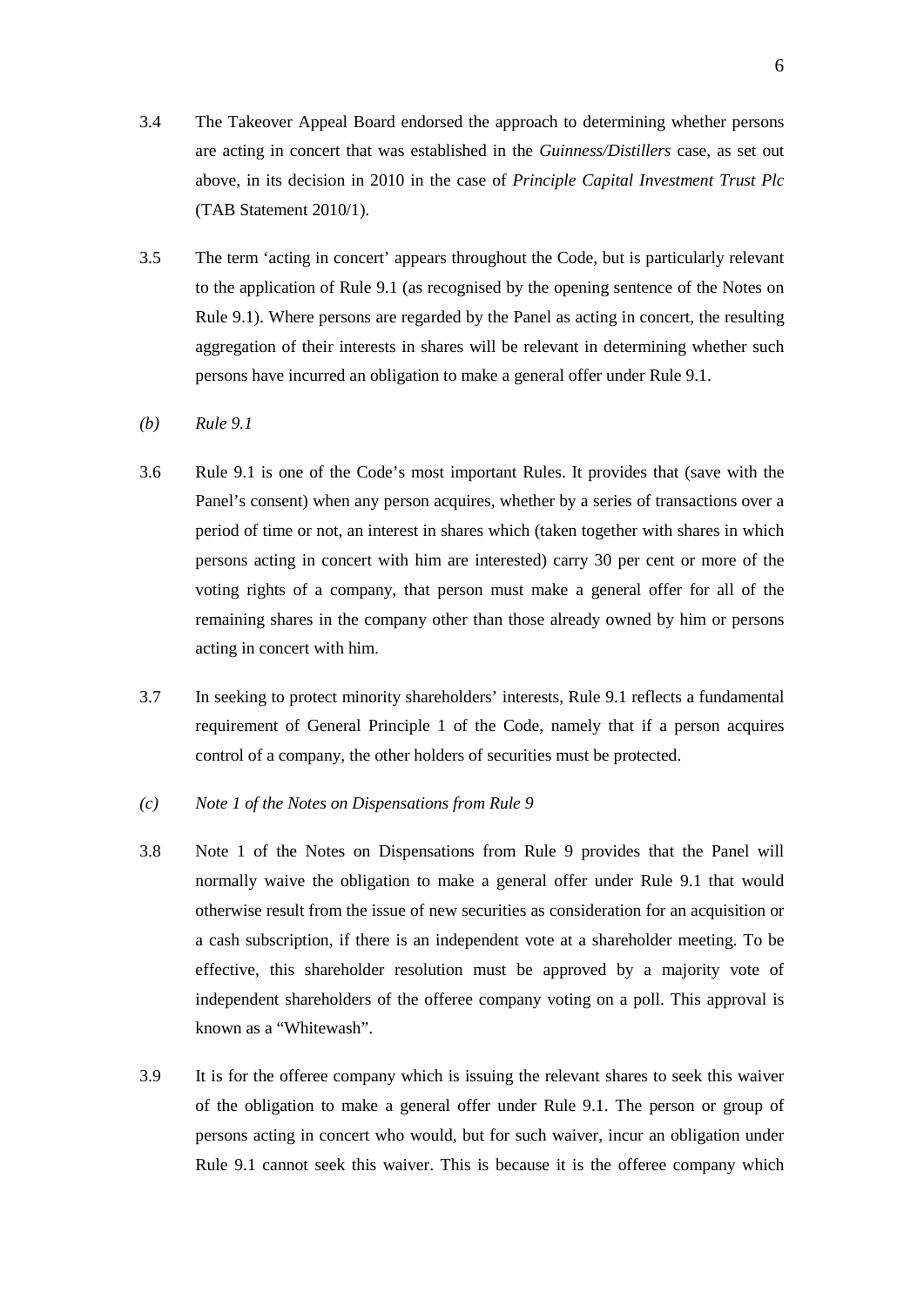3.4 The Takeover Appeal Board endorsed the approach to determining whether persons are acting in concert that was established in the *Guinness/Distillers* case, as set out above, in its decision in 2010 in the case of *Principle Capital Investment Trust Plc* (TAB Statement 2010/1).

3.5 The term 'acting in concert' appears throughout the Code, but is particularly relevant to the application of Rule 9.1 (as recognised by the opening sentence of the Notes on Rule 9.1). Where persons are regarded by the Panel as acting in concert, the resulting aggregation of their interests in shares will be relevant in determining whether such persons have incurred an obligation to make a general offer under Rule 9.1.

*(b) Rule 9.1*

3.6 Rule 9.1 is one of the Code's most important Rules. It provides that (save with the Panel's consent) when any person acquires, whether by a series of transactions over a period of time or not, an interest in shares which (taken together with shares in which persons acting in concert with him are interested) carry 30 per cent or more of the voting rights of a company, that person must make a general offer for all of the remaining shares in the company other than those already owned by him or persons acting in concert with him.

3.7 In seeking to protect minority shareholders' interests, Rule 9.1 reflects a fundamental requirement of General Principle 1 of the Code, namely that if a person acquires control of a company, the other holders of securities must be protected.

*(c) Note 1 of the Notes on Dispensations from Rule 9*

3.8 Note 1 of the Notes on Dispensations from Rule 9 provides that the Panel will normally waive the obligation to make a general offer under Rule 9.1 that would otherwise result from the issue of new securities as consideration for an acquisition or a cash subscription, if there is an independent vote at a shareholder meeting. To be effective, this shareholder resolution must be approved by a majority vote of independent shareholders of the offeree company voting on a poll. This approval is known as a "Whitewash".

3.9 It is for the offeree company which is issuing the relevant shares to seek this waiver of the obligation to make a general offer under Rule 9.1. The person or group of persons acting in concert who would, but for such waiver, incur an obligation under Rule 9.1 cannot seek this waiver. This is because it is the offeree company which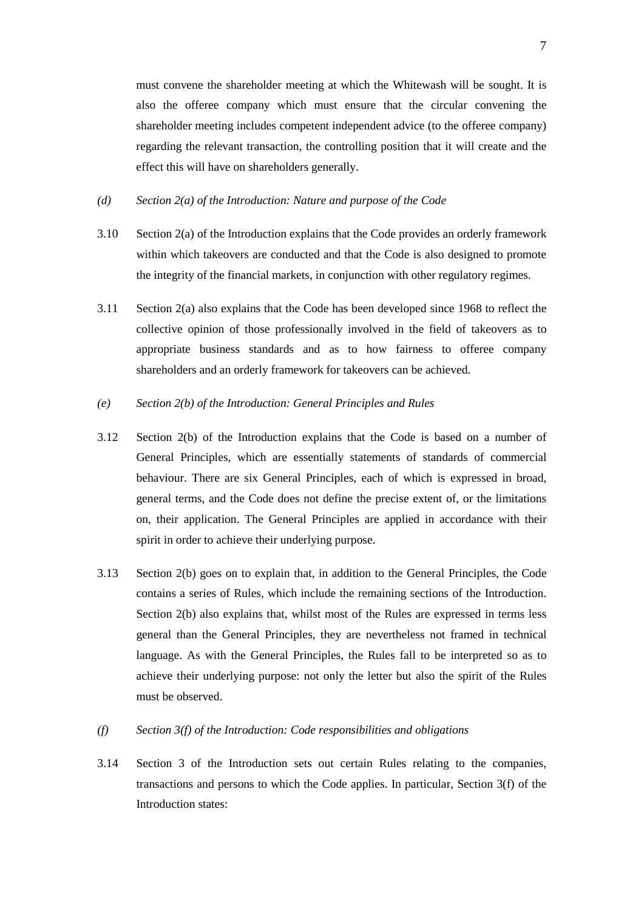must convene the shareholder meeting at which the Whitewash will be sought. It is also the offeree company which must ensure that the circular convening the shareholder meeting includes competent independent advice (to the offeree company) regarding the relevant transaction, the controlling position that it will create and the effect this will have on shareholders generally.

*(d) Section 2(a) of the Introduction: Nature and purpose of the Code*

3.10 Section 2(a) of the Introduction explains that the Code provides an orderly framework within which takeovers are conducted and that the Code is also designed to promote the integrity of the financial markets, in conjunction with other regulatory regimes.

3.11 Section 2(a) also explains that the Code has been developed since 1968 to reflect the collective opinion of those professionally involved in the field of takeovers as to appropriate business standards and as to how fairness to offeree company shareholders and an orderly framework for takeovers can be achieved.

*(e) Section 2(b) of the Introduction: General Principles and Rules*

3.12 Section 2(b) of the Introduction explains that the Code is based on a number of General Principles, which are essentially statements of standards of commercial behaviour. There are six General Principles, each of which is expressed in broad, general terms, and the Code does not define the precise extent of, or the limitations on, their application. The General Principles are applied in accordance with their spirit in order to achieve their underlying purpose.

3.13 Section 2(b) goes on to explain that, in addition to the General Principles, the Code contains a series of Rules, which include the remaining sections of the Introduction. Section 2(b) also explains that, whilst most of the Rules are expressed in terms less general than the General Principles, they are nevertheless not framed in technical language. As with the General Principles, the Rules fall to be interpreted so as to achieve their underlying purpose: not only the letter but also the spirit of the Rules must be observed.

*(f) Section 3(f) of the Introduction: Code responsibilities and obligations*

3.14 Section 3 of the Introduction sets out certain Rules relating to the companies, transactions and persons to which the Code applies. In particular, Section 3(f) of the Introduction states: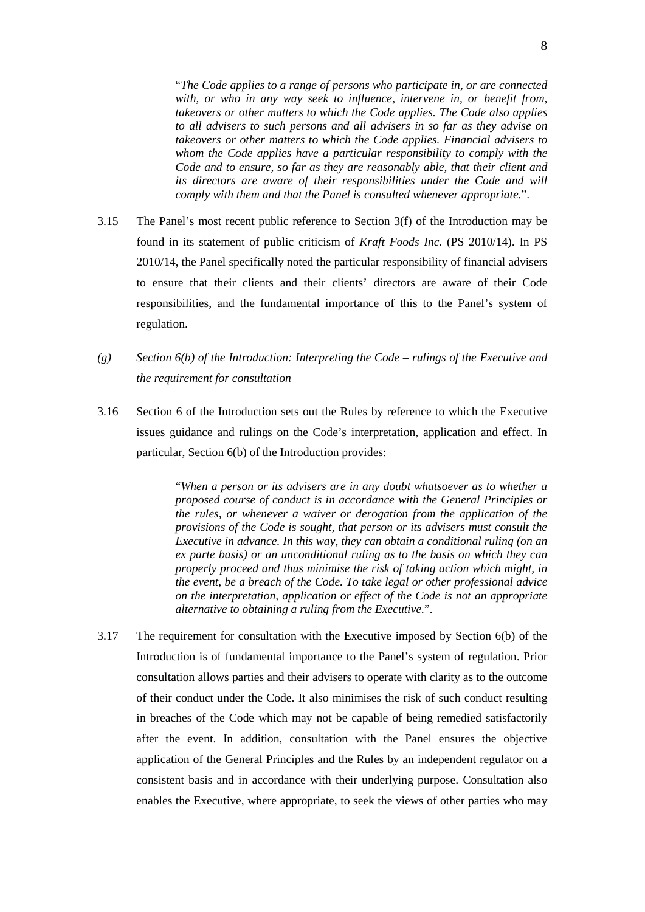> "*The Code applies to a range of persons who participate in, or are connected with, or who in any way seek to influence, intervene in, or benefit from, takeovers or other matters to which the Code applies. The Code also applies to all advisers to such persons and all advisers in so far as they advise on takeovers or other matters to which the Code applies. Financial advisers to whom the Code applies have a particular responsibility to comply with the Code and to ensure, so far as they are reasonably able, that their client and its directors are aware of their responsibilities under the Code and will comply with them and that the Panel is consulted whenever appropriate.*".

3.15 The Panel's most recent public reference to Section 3(f) of the Introduction may be found in its statement of public criticism of *Kraft Foods Inc*. (PS 2010/14). In PS 2010/14, the Panel specifically noted the particular responsibility of financial advisers to ensure that their clients and their clients' directors are aware of their Code responsibilities, and the fundamental importance of this to the Panel's system of regulation.

*(g) Section 6(b) of the Introduction: Interpreting the Code – rulings of the Executive and the requirement for consultation*

3.16 Section 6 of the Introduction sets out the Rules by reference to which the Executive issues guidance and rulings on the Code's interpretation, application and effect. In particular, Section 6(b) of the Introduction provides:

> "*When a person or its advisers are in any doubt whatsoever as to whether a proposed course of conduct is in accordance with the General Principles or the rules, or whenever a waiver or derogation from the application of the provisions of the Code is sought, that person or its advisers must consult the Executive in advance. In this way, they can obtain a conditional ruling (on an ex parte basis) or an unconditional ruling as to the basis on which they can properly proceed and thus minimise the risk of taking action which might, in the event, be a breach of the Code. To take legal or other professional advice on the interpretation, application or effect of the Code is not an appropriate alternative to obtaining a ruling from the Executive.*".

3.17 The requirement for consultation with the Executive imposed by Section 6(b) of the Introduction is of fundamental importance to the Panel's system of regulation. Prior consultation allows parties and their advisers to operate with clarity as to the outcome of their conduct under the Code. It also minimises the risk of such conduct resulting in breaches of the Code which may not be capable of being remedied satisfactorily after the event. In addition, consultation with the Panel ensures the objective application of the General Principles and the Rules by an independent regulator on a consistent basis and in accordance with their underlying purpose. Consultation also enables the Executive, where appropriate, to seek the views of other parties who may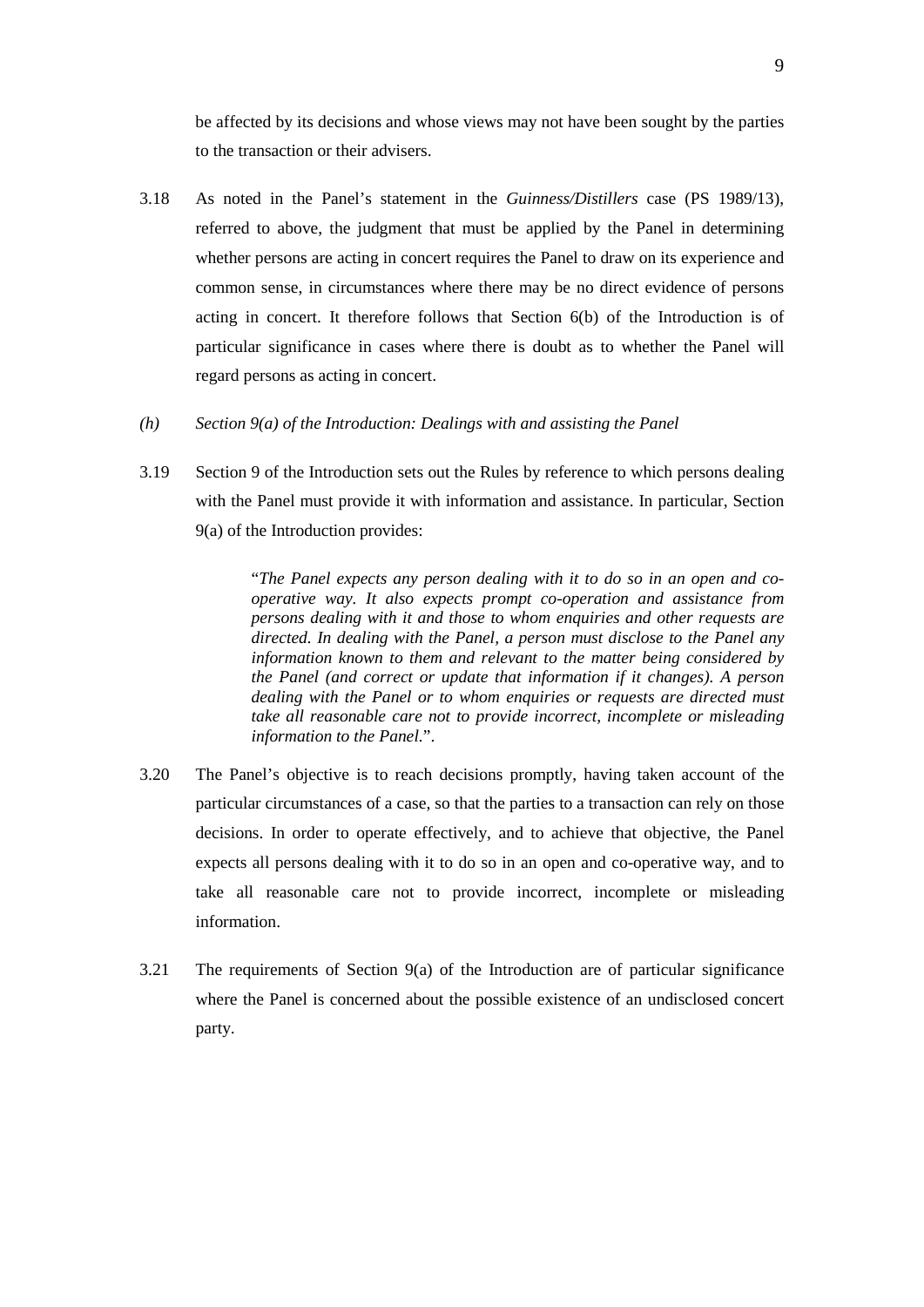be affected by its decisions and whose views may not have been sought by the parties to the transaction or their advisers.

3.18 As noted in the Panel's statement in the *Guinness/Distillers* case (PS 1989/13), referred to above, the judgment that must be applied by the Panel in determining whether persons are acting in concert requires the Panel to draw on its experience and common sense, in circumstances where there may be no direct evidence of persons acting in concert. It therefore follows that Section 6(b) of the Introduction is of particular significance in cases where there is doubt as to whether the Panel will regard persons as acting in concert.

*(h) Section 9(a) of the Introduction: Dealings with and assisting the Panel*

3.19 Section 9 of the Introduction sets out the Rules by reference to which persons dealing with the Panel must provide it with information and assistance. In particular, Section 9(a) of the Introduction provides:

> "*The Panel expects any person dealing with it to do so in an open and co-operative way. It also expects prompt co-operation and assistance from persons dealing with it and those to whom enquiries and other requests are directed. In dealing with the Panel, a person must disclose to the Panel any information known to them and relevant to the matter being considered by the Panel (and correct or update that information if it changes). A person dealing with the Panel or to whom enquiries or requests are directed must take all reasonable care not to provide incorrect, incomplete or misleading information to the Panel.*".

3.20 The Panel's objective is to reach decisions promptly, having taken account of the particular circumstances of a case, so that the parties to a transaction can rely on those decisions. In order to operate effectively, and to achieve that objective, the Panel expects all persons dealing with it to do so in an open and co-operative way, and to take all reasonable care not to provide incorrect, incomplete or misleading information.

3.21 The requirements of Section 9(a) of the Introduction are of particular significance where the Panel is concerned about the possible existence of an undisclosed concert party.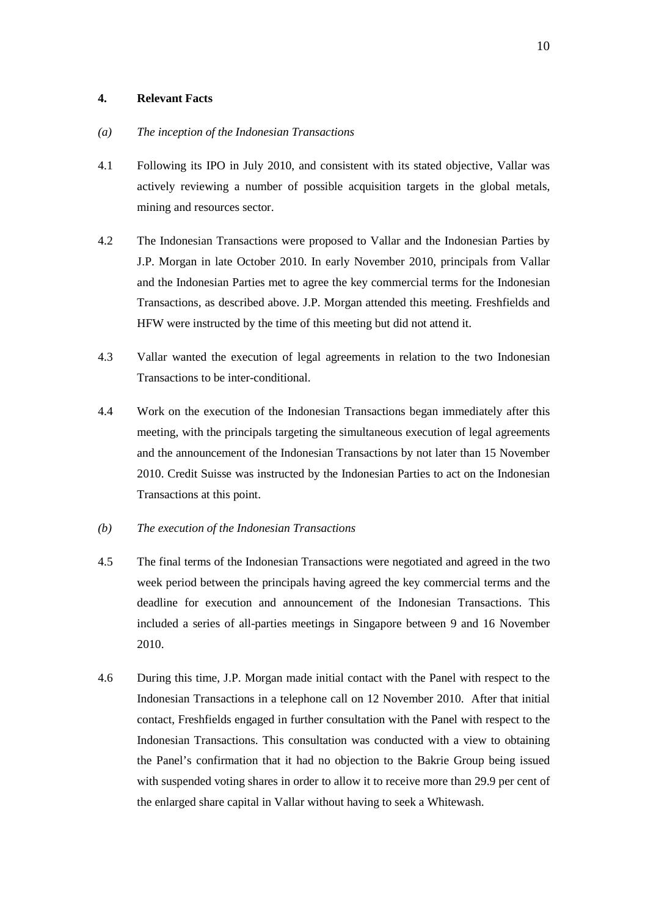## 4. Relevant Facts

*(a) The inception of the Indonesian Transactions*

4.1 Following its IPO in July 2010, and consistent with its stated objective, Vallar was actively reviewing a number of possible acquisition targets in the global metals, mining and resources sector.

4.2 The Indonesian Transactions were proposed to Vallar and the Indonesian Parties by J.P. Morgan in late October 2010. In early November 2010, principals from Vallar and the Indonesian Parties met to agree the key commercial terms for the Indonesian Transactions, as described above. J.P. Morgan attended this meeting. Freshfields and HFW were instructed by the time of this meeting but did not attend it.

4.3 Vallar wanted the execution of legal agreements in relation to the two Indonesian Transactions to be inter-conditional.

4.4 Work on the execution of the Indonesian Transactions began immediately after this meeting, with the principals targeting the simultaneous execution of legal agreements and the announcement of the Indonesian Transactions by not later than 15 November 2010. Credit Suisse was instructed by the Indonesian Parties to act on the Indonesian Transactions at this point.

*(b) The execution of the Indonesian Transactions*

4.5 The final terms of the Indonesian Transactions were negotiated and agreed in the two week period between the principals having agreed the key commercial terms and the deadline for execution and announcement of the Indonesian Transactions. This included a series of all-parties meetings in Singapore between 9 and 16 November 2010.

4.6 During this time, J.P. Morgan made initial contact with the Panel with respect to the Indonesian Transactions in a telephone call on 12 November 2010. After that initial contact, Freshfields engaged in further consultation with the Panel with respect to the Indonesian Transactions. This consultation was conducted with a view to obtaining the Panel's confirmation that it had no objection to the Bakrie Group being issued with suspended voting shares in order to allow it to receive more than 29.9 per cent of the enlarged share capital in Vallar without having to seek a Whitewash.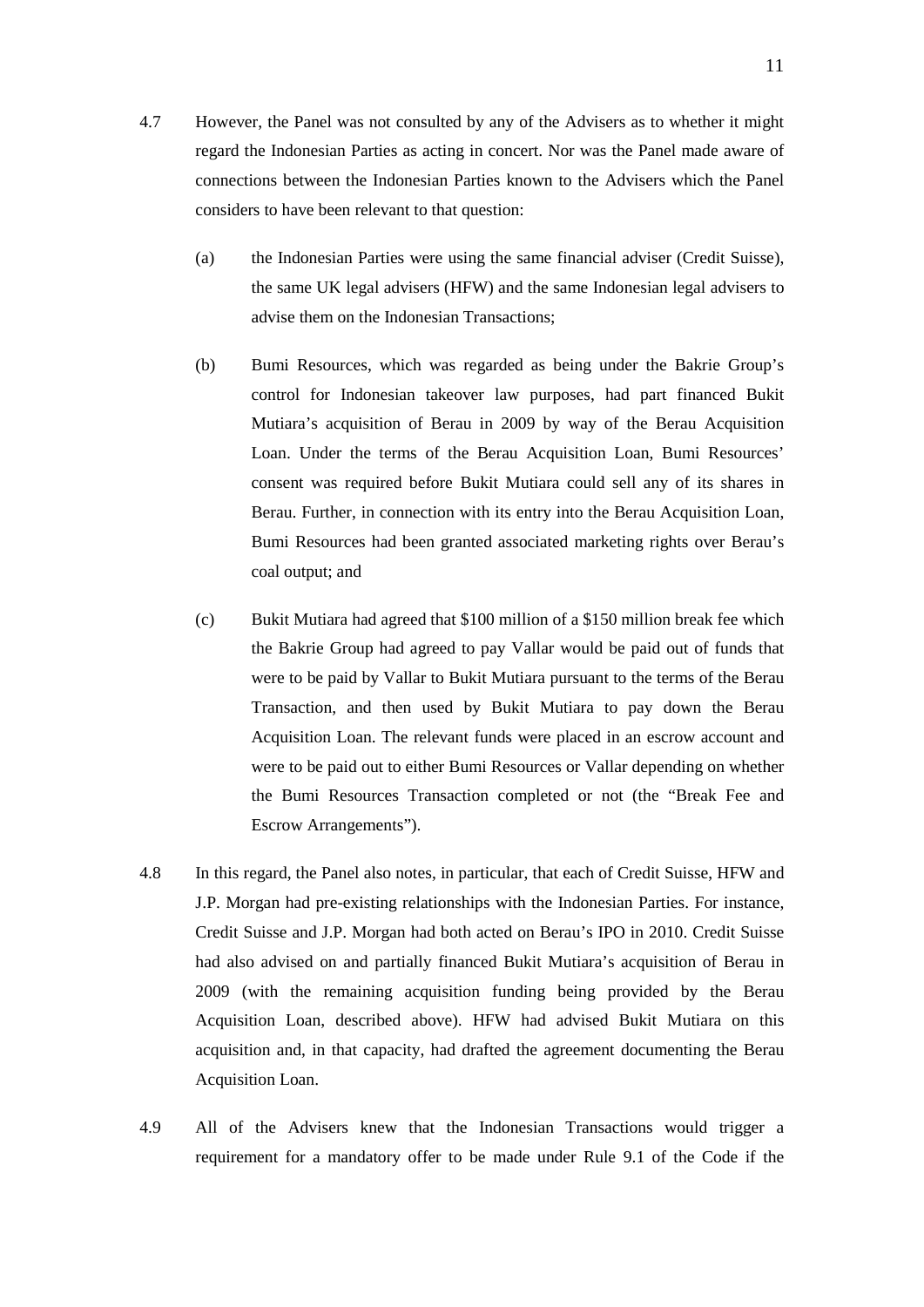4.7 However, the Panel was not consulted by any of the Advisers as to whether it might regard the Indonesian Parties as acting in concert. Nor was the Panel made aware of connections between the Indonesian Parties known to the Advisers which the Panel considers to have been relevant to that question:

(a) the Indonesian Parties were using the same financial adviser (Credit Suisse), the same UK legal advisers (HFW) and the same Indonesian legal advisers to advise them on the Indonesian Transactions;

(b) Bumi Resources, which was regarded as being under the Bakrie Group's control for Indonesian takeover law purposes, had part financed Bukit Mutiara's acquisition of Berau in 2009 by way of the Berau Acquisition Loan. Under the terms of the Berau Acquisition Loan, Bumi Resources' consent was required before Bukit Mutiara could sell any of its shares in Berau. Further, in connection with its entry into the Berau Acquisition Loan, Bumi Resources had been granted associated marketing rights over Berau's coal output; and

(c) Bukit Mutiara had agreed that $100 million of a $150 million break fee which the Bakrie Group had agreed to pay Vallar would be paid out of funds that were to be paid by Vallar to Bukit Mutiara pursuant to the terms of the Berau Transaction, and then used by Bukit Mutiara to pay down the Berau Acquisition Loan. The relevant funds were placed in an escrow account and were to be paid out to either Bumi Resources or Vallar depending on whether the Bumi Resources Transaction completed or not (the "Break Fee and Escrow Arrangements").

4.8 In this regard, the Panel also notes, in particular, that each of Credit Suisse, HFW and J.P. Morgan had pre-existing relationships with the Indonesian Parties. For instance, Credit Suisse and J.P. Morgan had both acted on Berau's IPO in 2010. Credit Suisse had also advised on and partially financed Bukit Mutiara's acquisition of Berau in 2009 (with the remaining acquisition funding being provided by the Berau Acquisition Loan, described above). HFW had advised Bukit Mutiara on this acquisition and, in that capacity, had drafted the agreement documenting the Berau Acquisition Loan.

4.9 All of the Advisers knew that the Indonesian Transactions would trigger a requirement for a mandatory offer to be made under Rule 9.1 of the Code if the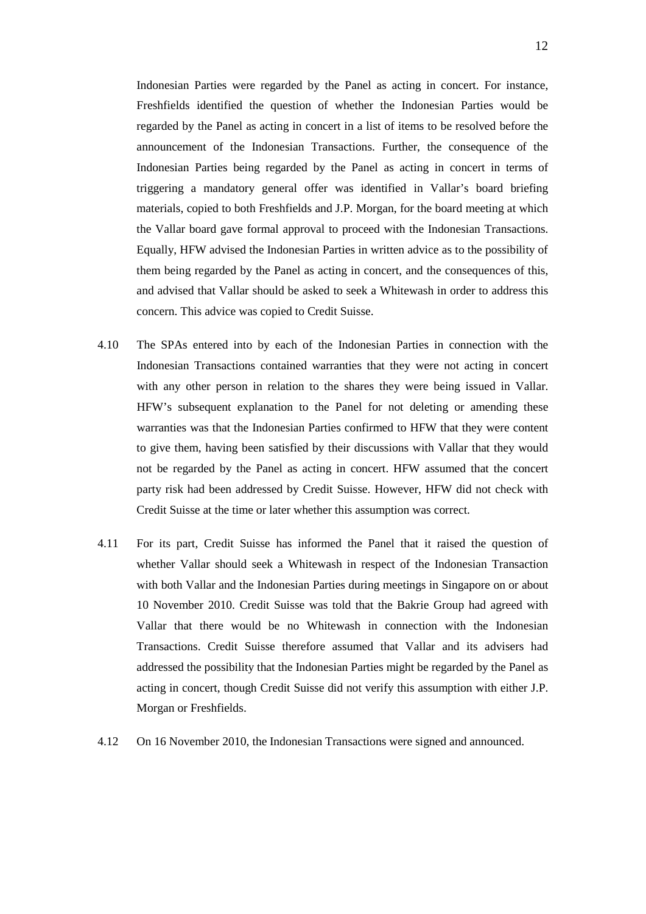Indonesian Parties were regarded by the Panel as acting in concert. For instance, Freshfields identified the question of whether the Indonesian Parties would be regarded by the Panel as acting in concert in a list of items to be resolved before the announcement of the Indonesian Transactions. Further, the consequence of the Indonesian Parties being regarded by the Panel as acting in concert in terms of triggering a mandatory general offer was identified in Vallar's board briefing materials, copied to both Freshfields and J.P. Morgan, for the board meeting at which the Vallar board gave formal approval to proceed with the Indonesian Transactions. Equally, HFW advised the Indonesian Parties in written advice as to the possibility of them being regarded by the Panel as acting in concert, and the consequences of this, and advised that Vallar should be asked to seek a Whitewash in order to address this concern. This advice was copied to Credit Suisse.

4.10 The SPAs entered into by each of the Indonesian Parties in connection with the Indonesian Transactions contained warranties that they were not acting in concert with any other person in relation to the shares they were being issued in Vallar. HFW's subsequent explanation to the Panel for not deleting or amending these warranties was that the Indonesian Parties confirmed to HFW that they were content to give them, having been satisfied by their discussions with Vallar that they would not be regarded by the Panel as acting in concert. HFW assumed that the concert party risk had been addressed by Credit Suisse. However, HFW did not check with Credit Suisse at the time or later whether this assumption was correct.

4.11 For its part, Credit Suisse has informed the Panel that it raised the question of whether Vallar should seek a Whitewash in respect of the Indonesian Transaction with both Vallar and the Indonesian Parties during meetings in Singapore on or about 10 November 2010. Credit Suisse was told that the Bakrie Group had agreed with Vallar that there would be no Whitewash in connection with the Indonesian Transactions. Credit Suisse therefore assumed that Vallar and its advisers had addressed the possibility that the Indonesian Parties might be regarded by the Panel as acting in concert, though Credit Suisse did not verify this assumption with either J.P. Morgan or Freshfields.

4.12 On 16 November 2010, the Indonesian Transactions were signed and announced.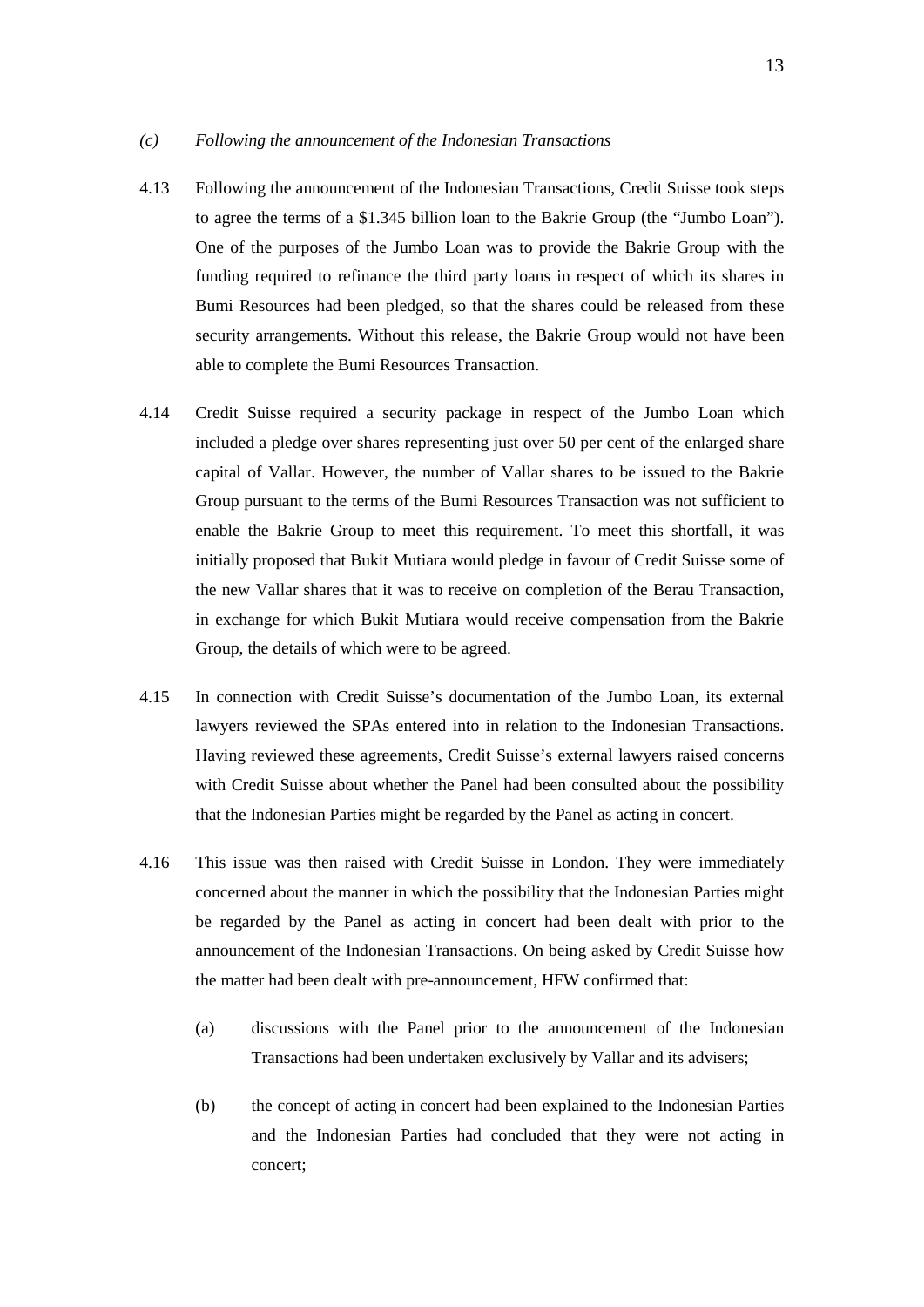*(c) Following the announcement of the Indonesian Transactions*

4.13 Following the announcement of the Indonesian Transactions, Credit Suisse took steps to agree the terms of a $1.345 billion loan to the Bakrie Group (the "Jumbo Loan"). One of the purposes of the Jumbo Loan was to provide the Bakrie Group with the funding required to refinance the third party loans in respect of which its shares in Bumi Resources had been pledged, so that the shares could be released from these security arrangements. Without this release, the Bakrie Group would not have been able to complete the Bumi Resources Transaction.

4.14 Credit Suisse required a security package in respect of the Jumbo Loan which included a pledge over shares representing just over 50 per cent of the enlarged share capital of Vallar. However, the number of Vallar shares to be issued to the Bakrie Group pursuant to the terms of the Bumi Resources Transaction was not sufficient to enable the Bakrie Group to meet this requirement. To meet this shortfall, it was initially proposed that Bukit Mutiara would pledge in favour of Credit Suisse some of the new Vallar shares that it was to receive on completion of the Berau Transaction, in exchange for which Bukit Mutiara would receive compensation from the Bakrie Group, the details of which were to be agreed.

4.15 In connection with Credit Suisse's documentation of the Jumbo Loan, its external lawyers reviewed the SPAs entered into in relation to the Indonesian Transactions. Having reviewed these agreements, Credit Suisse's external lawyers raised concerns with Credit Suisse about whether the Panel had been consulted about the possibility that the Indonesian Parties might be regarded by the Panel as acting in concert.

4.16 This issue was then raised with Credit Suisse in London. They were immediately concerned about the manner in which the possibility that the Indonesian Parties might be regarded by the Panel as acting in concert had been dealt with prior to the announcement of the Indonesian Transactions. On being asked by Credit Suisse how the matter had been dealt with pre-announcement, HFW confirmed that:

(a) discussions with the Panel prior to the announcement of the Indonesian Transactions had been undertaken exclusively by Vallar and its advisers;

(b) the concept of acting in concert had been explained to the Indonesian Parties and the Indonesian Parties had concluded that they were not acting in concert;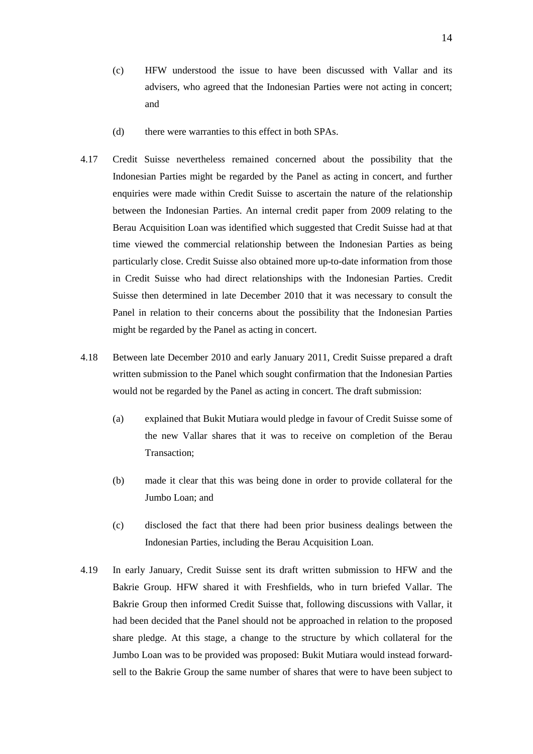(c) HFW understood the issue to have been discussed with Vallar and its advisers, who agreed that the Indonesian Parties were not acting in concert; and

(d) there were warranties to this effect in both SPAs.

4.17 Credit Suisse nevertheless remained concerned about the possibility that the Indonesian Parties might be regarded by the Panel as acting in concert, and further enquiries were made within Credit Suisse to ascertain the nature of the relationship between the Indonesian Parties. An internal credit paper from 2009 relating to the Berau Acquisition Loan was identified which suggested that Credit Suisse had at that time viewed the commercial relationship between the Indonesian Parties as being particularly close. Credit Suisse also obtained more up-to-date information from those in Credit Suisse who had direct relationships with the Indonesian Parties. Credit Suisse then determined in late December 2010 that it was necessary to consult the Panel in relation to their concerns about the possibility that the Indonesian Parties might be regarded by the Panel as acting in concert.

4.18 Between late December 2010 and early January 2011, Credit Suisse prepared a draft written submission to the Panel which sought confirmation that the Indonesian Parties would not be regarded by the Panel as acting in concert. The draft submission:

(a) explained that Bukit Mutiara would pledge in favour of Credit Suisse some of the new Vallar shares that it was to receive on completion of the Berau Transaction;

(b) made it clear that this was being done in order to provide collateral for the Jumbo Loan; and

(c) disclosed the fact that there had been prior business dealings between the Indonesian Parties, including the Berau Acquisition Loan.

4.19 In early January, Credit Suisse sent its draft written submission to HFW and the Bakrie Group. HFW shared it with Freshfields, who in turn briefed Vallar. The Bakrie Group then informed Credit Suisse that, following discussions with Vallar, it had been decided that the Panel should not be approached in relation to the proposed share pledge. At this stage, a change to the structure by which collateral for the Jumbo Loan was to be provided was proposed: Bukit Mutiara would instead forward-sell to the Bakrie Group the same number of shares that were to have been subject to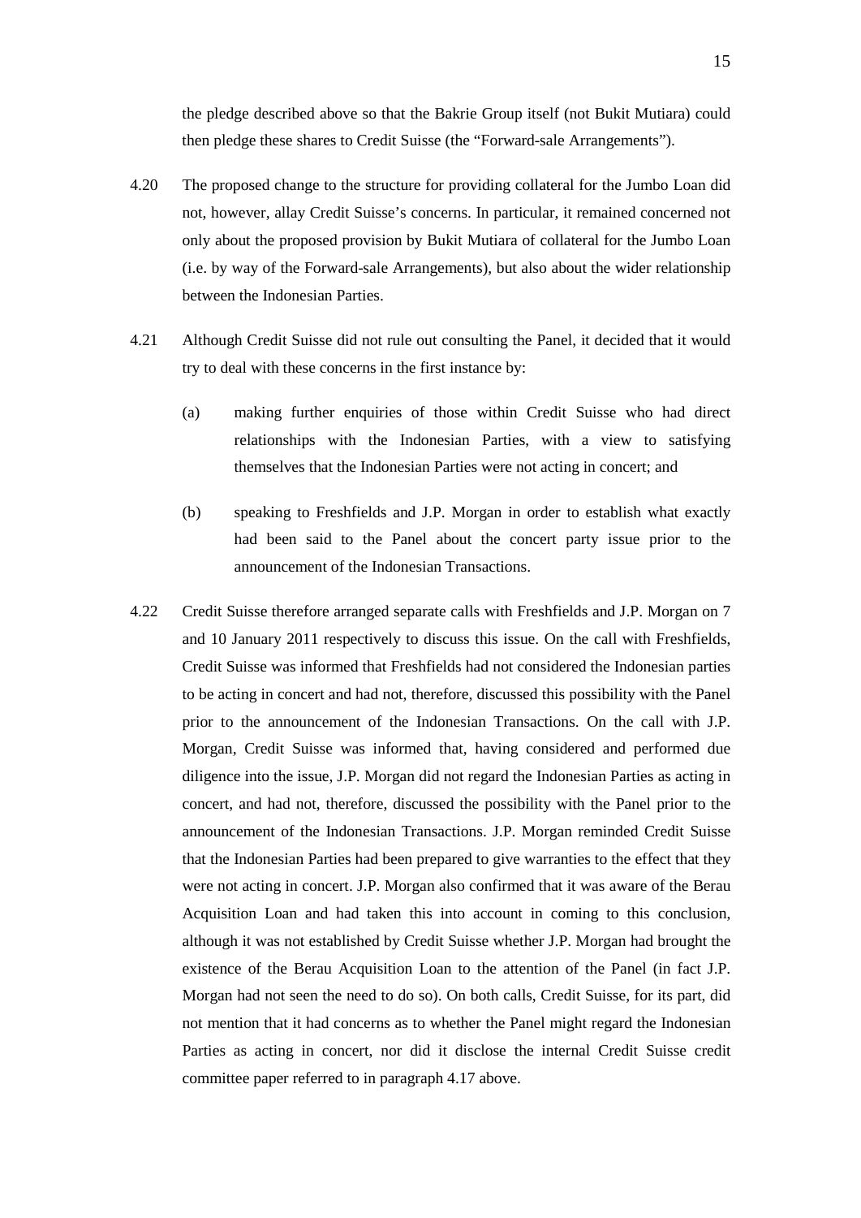the pledge described above so that the Bakrie Group itself (not Bukit Mutiara) could then pledge these shares to Credit Suisse (the "Forward-sale Arrangements").

4.20 The proposed change to the structure for providing collateral for the Jumbo Loan did not, however, allay Credit Suisse's concerns. In particular, it remained concerned not only about the proposed provision by Bukit Mutiara of collateral for the Jumbo Loan (i.e. by way of the Forward-sale Arrangements), but also about the wider relationship between the Indonesian Parties.

4.21 Although Credit Suisse did not rule out consulting the Panel, it decided that it would try to deal with these concerns in the first instance by:

(a) making further enquiries of those within Credit Suisse who had direct relationships with the Indonesian Parties, with a view to satisfying themselves that the Indonesian Parties were not acting in concert; and

(b) speaking to Freshfields and J.P. Morgan in order to establish what exactly had been said to the Panel about the concert party issue prior to the announcement of the Indonesian Transactions.

4.22 Credit Suisse therefore arranged separate calls with Freshfields and J.P. Morgan on 7 and 10 January 2011 respectively to discuss this issue. On the call with Freshfields, Credit Suisse was informed that Freshfields had not considered the Indonesian parties to be acting in concert and had not, therefore, discussed this possibility with the Panel prior to the announcement of the Indonesian Transactions. On the call with J.P. Morgan, Credit Suisse was informed that, having considered and performed due diligence into the issue, J.P. Morgan did not regard the Indonesian Parties as acting in concert, and had not, therefore, discussed the possibility with the Panel prior to the announcement of the Indonesian Transactions. J.P. Morgan reminded Credit Suisse that the Indonesian Parties had been prepared to give warranties to the effect that they were not acting in concert. J.P. Morgan also confirmed that it was aware of the Berau Acquisition Loan and had taken this into account in coming to this conclusion, although it was not established by Credit Suisse whether J.P. Morgan had brought the existence of the Berau Acquisition Loan to the attention of the Panel (in fact J.P. Morgan had not seen the need to do so). On both calls, Credit Suisse, for its part, did not mention that it had concerns as to whether the Panel might regard the Indonesian Parties as acting in concert, nor did it disclose the internal Credit Suisse credit committee paper referred to in paragraph 4.17 above.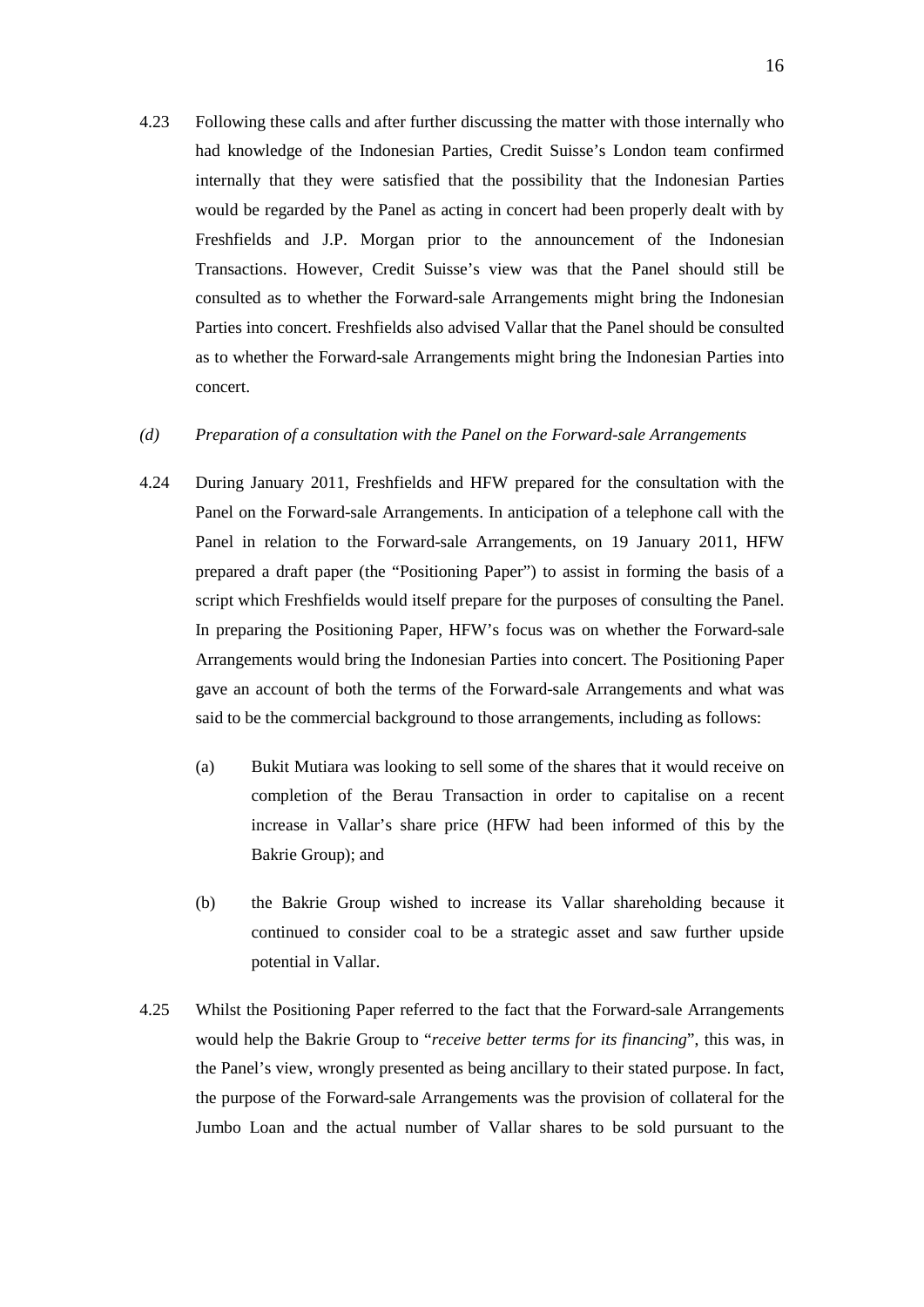4.23 Following these calls and after further discussing the matter with those internally who had knowledge of the Indonesian Parties, Credit Suisse's London team confirmed internally that they were satisfied that the possibility that the Indonesian Parties would be regarded by the Panel as acting in concert had been properly dealt with by Freshfields and J.P. Morgan prior to the announcement of the Indonesian Transactions. However, Credit Suisse's view was that the Panel should still be consulted as to whether the Forward-sale Arrangements might bring the Indonesian Parties into concert. Freshfields also advised Vallar that the Panel should be consulted as to whether the Forward-sale Arrangements might bring the Indonesian Parties into concert.

*(d) Preparation of a consultation with the Panel on the Forward-sale Arrangements*

4.24 During January 2011, Freshfields and HFW prepared for the consultation with the Panel on the Forward-sale Arrangements. In anticipation of a telephone call with the Panel in relation to the Forward-sale Arrangements, on 19 January 2011, HFW prepared a draft paper (the "Positioning Paper") to assist in forming the basis of a script which Freshfields would itself prepare for the purposes of consulting the Panel. In preparing the Positioning Paper, HFW's focus was on whether the Forward-sale Arrangements would bring the Indonesian Parties into concert. The Positioning Paper gave an account of both the terms of the Forward-sale Arrangements and what was said to be the commercial background to those arrangements, including as follows:

(a) Bukit Mutiara was looking to sell some of the shares that it would receive on completion of the Berau Transaction in order to capitalise on a recent increase in Vallar's share price (HFW had been informed of this by the Bakrie Group); and

(b) the Bakrie Group wished to increase its Vallar shareholding because it continued to consider coal to be a strategic asset and saw further upside potential in Vallar.

4.25 Whilst the Positioning Paper referred to the fact that the Forward-sale Arrangements would help the Bakrie Group to "*receive better terms for its financing*", this was, in the Panel's view, wrongly presented as being ancillary to their stated purpose. In fact, the purpose of the Forward-sale Arrangements was the provision of collateral for the Jumbo Loan and the actual number of Vallar shares to be sold pursuant to the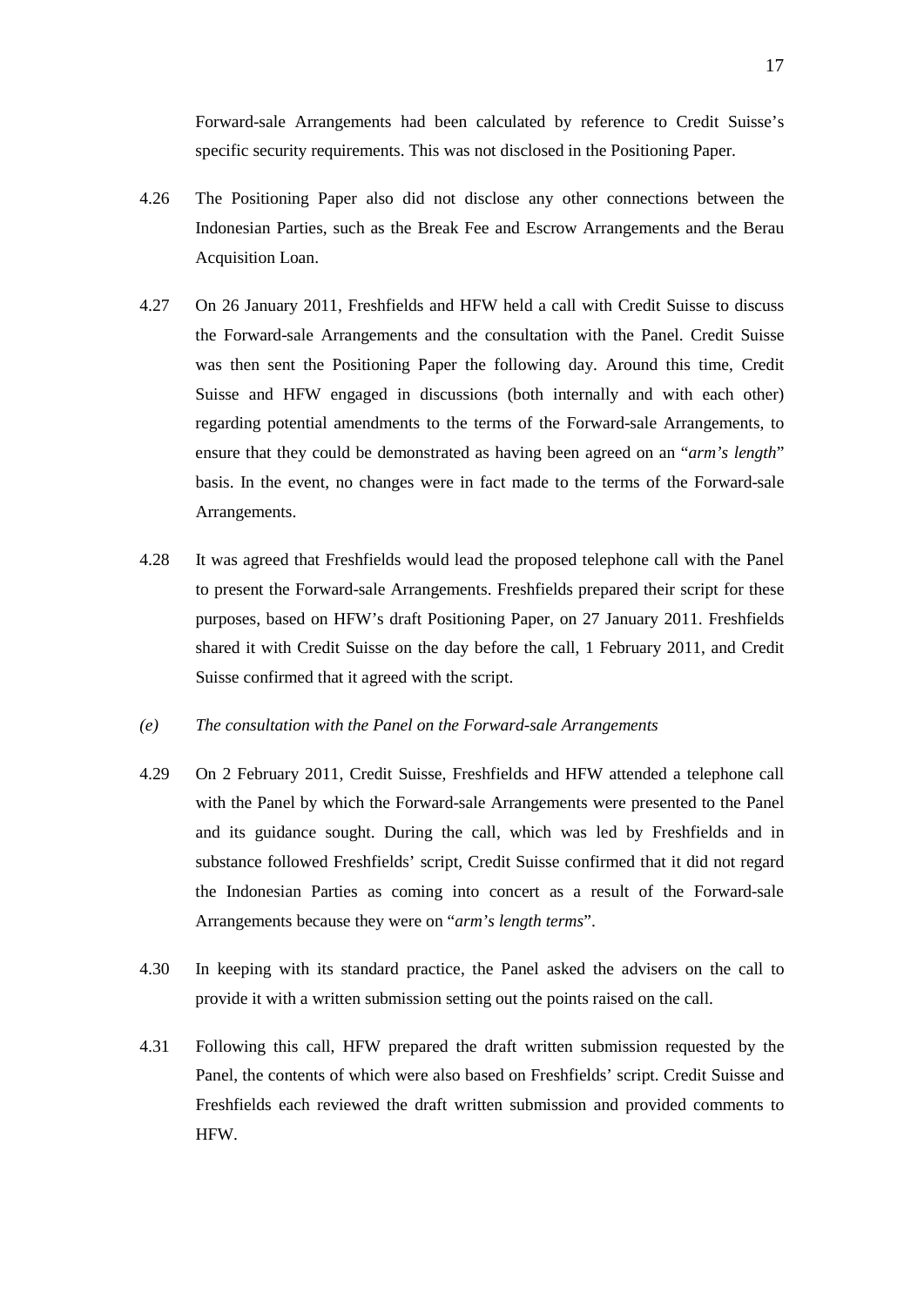Forward-sale Arrangements had been calculated by reference to Credit Suisse's specific security requirements. This was not disclosed in the Positioning Paper.

4.26 The Positioning Paper also did not disclose any other connections between the Indonesian Parties, such as the Break Fee and Escrow Arrangements and the Berau Acquisition Loan.

4.27 On 26 January 2011, Freshfields and HFW held a call with Credit Suisse to discuss the Forward-sale Arrangements and the consultation with the Panel. Credit Suisse was then sent the Positioning Paper the following day. Around this time, Credit Suisse and HFW engaged in discussions (both internally and with each other) regarding potential amendments to the terms of the Forward-sale Arrangements, to ensure that they could be demonstrated as having been agreed on an "*arm's length*" basis. In the event, no changes were in fact made to the terms of the Forward-sale Arrangements.

4.28 It was agreed that Freshfields would lead the proposed telephone call with the Panel to present the Forward-sale Arrangements. Freshfields prepared their script for these purposes, based on HFW's draft Positioning Paper, on 27 January 2011. Freshfields shared it with Credit Suisse on the day before the call, 1 February 2011, and Credit Suisse confirmed that it agreed with the script.

*(e) The consultation with the Panel on the Forward-sale Arrangements*

4.29 On 2 February 2011, Credit Suisse, Freshfields and HFW attended a telephone call with the Panel by which the Forward-sale Arrangements were presented to the Panel and its guidance sought. During the call, which was led by Freshfields and in substance followed Freshfields' script, Credit Suisse confirmed that it did not regard the Indonesian Parties as coming into concert as a result of the Forward-sale Arrangements because they were on "*arm's length terms*".

4.30 In keeping with its standard practice, the Panel asked the advisers on the call to provide it with a written submission setting out the points raised on the call.

4.31 Following this call, HFW prepared the draft written submission requested by the Panel, the contents of which were also based on Freshfields' script. Credit Suisse and Freshfields each reviewed the draft written submission and provided comments to HFW.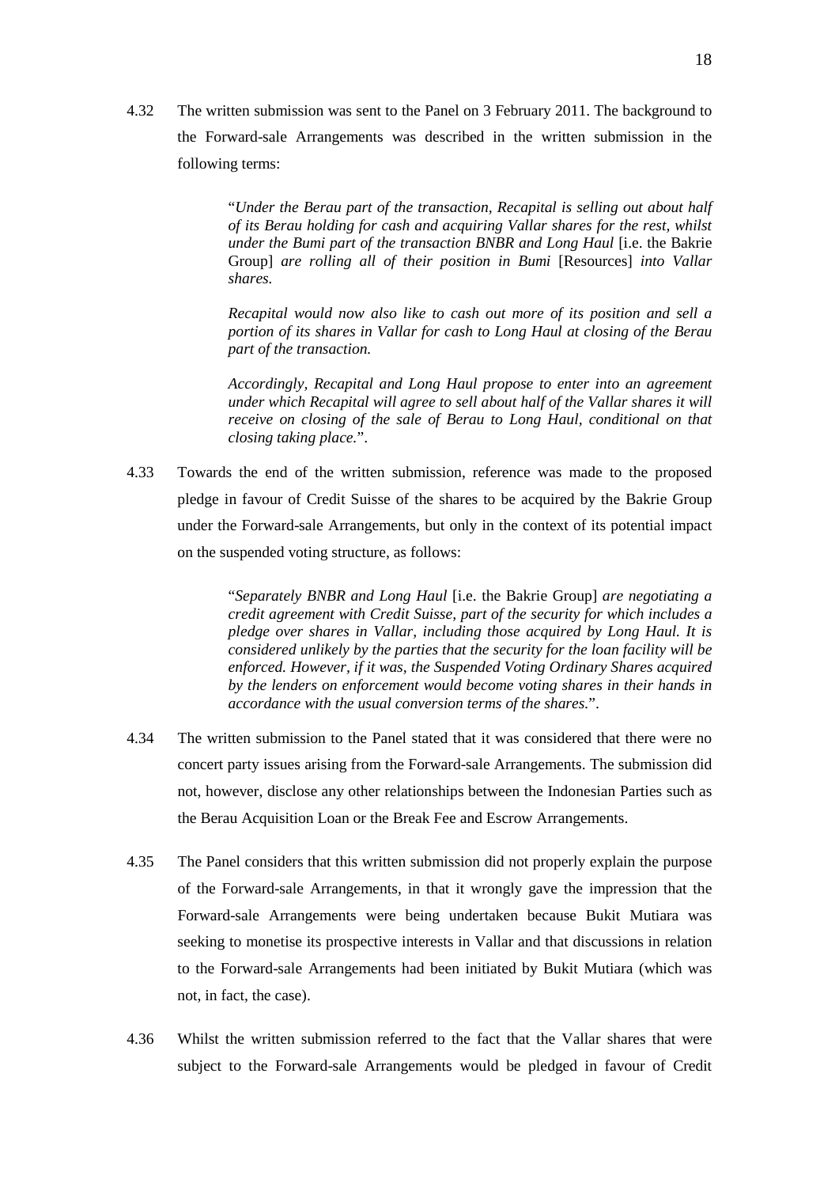4.32 The written submission was sent to the Panel on 3 February 2011. The background to the Forward-sale Arrangements was described in the written submission in the following terms:

> "*Under the Berau part of the transaction, Recapital is selling out about half of its Berau holding for cash and acquiring Vallar shares for the rest, whilst under the Bumi part of the transaction BNBR and Long Haul* [i.e. the Bakrie Group] *are rolling all of their position in Bumi* [Resources] *into Vallar shares.*
>
> *Recapital would now also like to cash out more of its position and sell a portion of its shares in Vallar for cash to Long Haul at closing of the Berau part of the transaction.*
>
> *Accordingly, Recapital and Long Haul propose to enter into an agreement under which Recapital will agree to sell about half of the Vallar shares it will receive on closing of the sale of Berau to Long Haul, conditional on that closing taking place.*".

4.33 Towards the end of the written submission, reference was made to the proposed pledge in favour of Credit Suisse of the shares to be acquired by the Bakrie Group under the Forward-sale Arrangements, but only in the context of its potential impact on the suspended voting structure, as follows:

> "*Separately BNBR and Long Haul* [i.e. the Bakrie Group] *are negotiating a credit agreement with Credit Suisse, part of the security for which includes a pledge over shares in Vallar, including those acquired by Long Haul. It is considered unlikely by the parties that the security for the loan facility will be enforced. However, if it was, the Suspended Voting Ordinary Shares acquired by the lenders on enforcement would become voting shares in their hands in accordance with the usual conversion terms of the shares.*".

4.34 The written submission to the Panel stated that it was considered that there were no concert party issues arising from the Forward-sale Arrangements. The submission did not, however, disclose any other relationships between the Indonesian Parties such as the Berau Acquisition Loan or the Break Fee and Escrow Arrangements.

4.35 The Panel considers that this written submission did not properly explain the purpose of the Forward-sale Arrangements, in that it wrongly gave the impression that the Forward-sale Arrangements were being undertaken because Bukit Mutiara was seeking to monetise its prospective interests in Vallar and that discussions in relation to the Forward-sale Arrangements had been initiated by Bukit Mutiara (which was not, in fact, the case).

4.36 Whilst the written submission referred to the fact that the Vallar shares that were subject to the Forward-sale Arrangements would be pledged in favour of Credit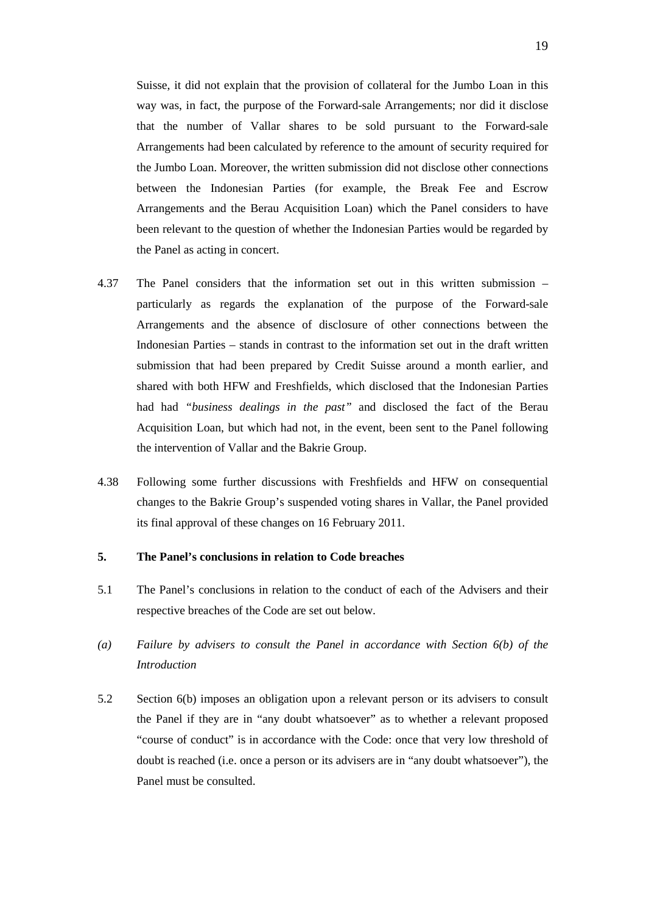Suisse, it did not explain that the provision of collateral for the Jumbo Loan in this way was, in fact, the purpose of the Forward-sale Arrangements; nor did it disclose that the number of Vallar shares to be sold pursuant to the Forward-sale Arrangements had been calculated by reference to the amount of security required for the Jumbo Loan. Moreover, the written submission did not disclose other connections between the Indonesian Parties (for example, the Break Fee and Escrow Arrangements and the Berau Acquisition Loan) which the Panel considers to have been relevant to the question of whether the Indonesian Parties would be regarded by the Panel as acting in concert.

4.37 The Panel considers that the information set out in this written submission – particularly as regards the explanation of the purpose of the Forward-sale Arrangements and the absence of disclosure of other connections between the Indonesian Parties – stands in contrast to the information set out in the draft written submission that had been prepared by Credit Suisse around a month earlier, and shared with both HFW and Freshfields, which disclosed that the Indonesian Parties had had *"business dealings in the past"* and disclosed the fact of the Berau Acquisition Loan, but which had not, in the event, been sent to the Panel following the intervention of Vallar and the Bakrie Group.

4.38 Following some further discussions with Freshfields and HFW on consequential changes to the Bakrie Group's suspended voting shares in Vallar, the Panel provided its final approval of these changes on 16 February 2011.

## 5. The Panel's conclusions in relation to Code breaches

5.1 The Panel's conclusions in relation to the conduct of each of the Advisers and their respective breaches of the Code are set out below.

### *(a) Failure by advisers to consult the Panel in accordance with Section 6(b) of the Introduction*

5.2 Section 6(b) imposes an obligation upon a relevant person or its advisers to consult the Panel if they are in "any doubt whatsoever" as to whether a relevant proposed "course of conduct" is in accordance with the Code: once that very low threshold of doubt is reached (i.e. once a person or its advisers are in "any doubt whatsoever"), the Panel must be consulted.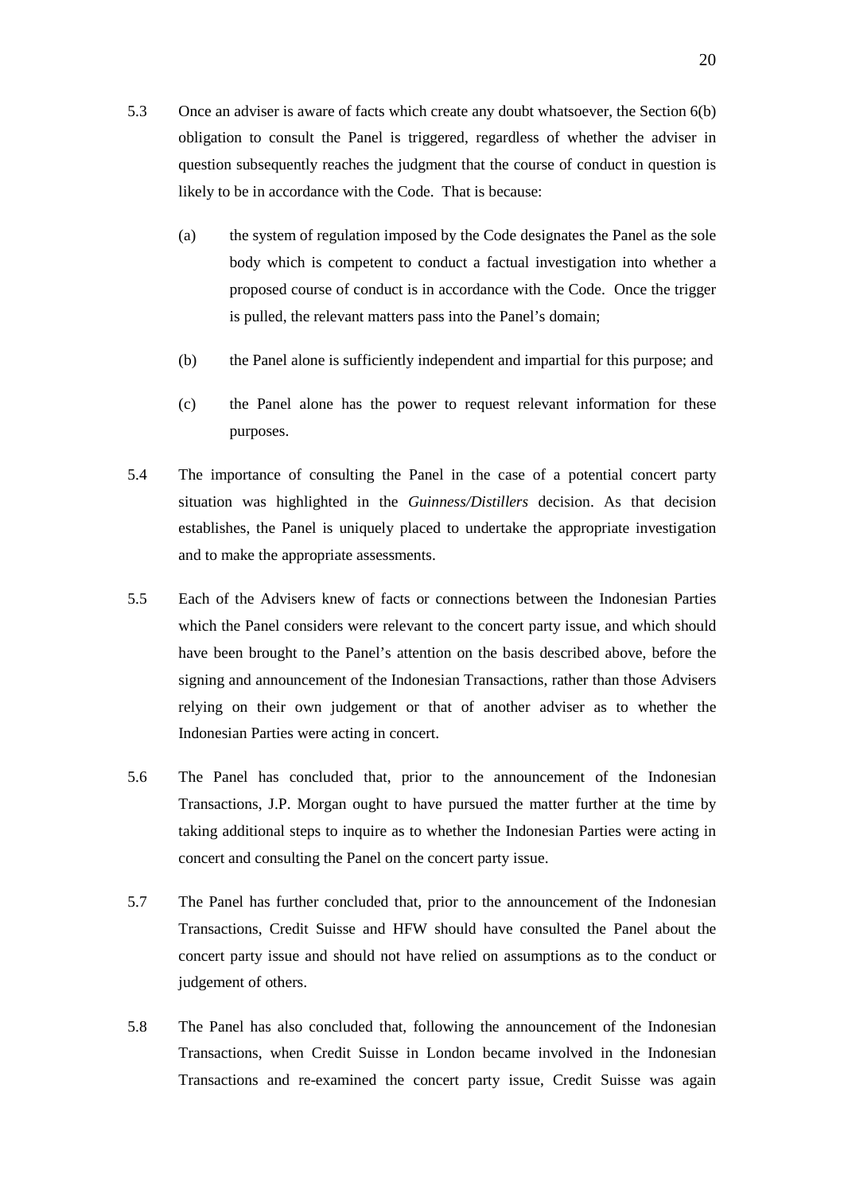5.3 Once an adviser is aware of facts which create any doubt whatsoever, the Section 6(b) obligation to consult the Panel is triggered, regardless of whether the adviser in question subsequently reaches the judgment that the course of conduct in question is likely to be in accordance with the Code. That is because:

   (a) the system of regulation imposed by the Code designates the Panel as the sole body which is competent to conduct a factual investigation into whether a proposed course of conduct is in accordance with the Code. Once the trigger is pulled, the relevant matters pass into the Panel's domain;

   (b) the Panel alone is sufficiently independent and impartial for this purpose; and

   (c) the Panel alone has the power to request relevant information for these purposes.

5.4 The importance of consulting the Panel in the case of a potential concert party situation was highlighted in the *Guinness/Distillers* decision. As that decision establishes, the Panel is uniquely placed to undertake the appropriate investigation and to make the appropriate assessments.

5.5 Each of the Advisers knew of facts or connections between the Indonesian Parties which the Panel considers were relevant to the concert party issue, and which should have been brought to the Panel's attention on the basis described above, before the signing and announcement of the Indonesian Transactions, rather than those Advisers relying on their own judgement or that of another adviser as to whether the Indonesian Parties were acting in concert.

5.6 The Panel has concluded that, prior to the announcement of the Indonesian Transactions, J.P. Morgan ought to have pursued the matter further at the time by taking additional steps to inquire as to whether the Indonesian Parties were acting in concert and consulting the Panel on the concert party issue.

5.7 The Panel has further concluded that, prior to the announcement of the Indonesian Transactions, Credit Suisse and HFW should have consulted the Panel about the concert party issue and should not have relied on assumptions as to the conduct or judgement of others.

5.8 The Panel has also concluded that, following the announcement of the Indonesian Transactions, when Credit Suisse in London became involved in the Indonesian Transactions and re-examined the concert party issue, Credit Suisse was again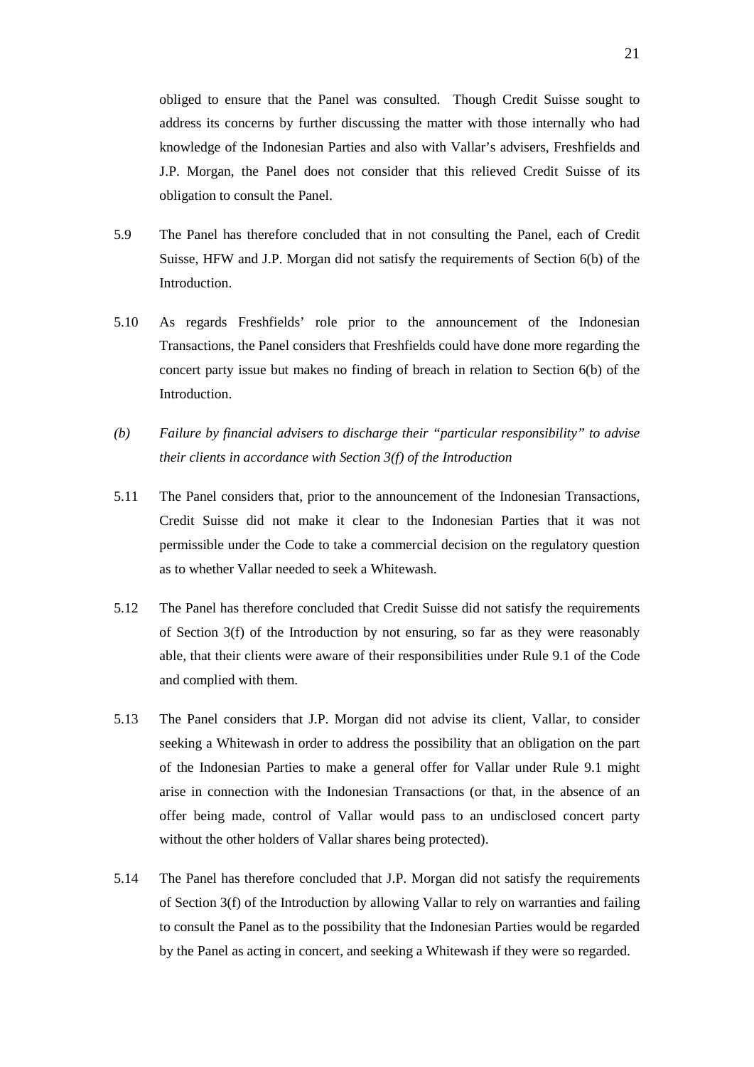obliged to ensure that the Panel was consulted. Though Credit Suisse sought to address its concerns by further discussing the matter with those internally who had knowledge of the Indonesian Parties and also with Vallar's advisers, Freshfields and J.P. Morgan, the Panel does not consider that this relieved Credit Suisse of its obligation to consult the Panel.

5.9 The Panel has therefore concluded that in not consulting the Panel, each of Credit Suisse, HFW and J.P. Morgan did not satisfy the requirements of Section 6(b) of the Introduction.

5.10 As regards Freshfields' role prior to the announcement of the Indonesian Transactions, the Panel considers that Freshfields could have done more regarding the concert party issue but makes no finding of breach in relation to Section 6(b) of the Introduction.

*(b) Failure by financial advisers to discharge their "particular responsibility" to advise their clients in accordance with Section 3(f) of the Introduction*

5.11 The Panel considers that, prior to the announcement of the Indonesian Transactions, Credit Suisse did not make it clear to the Indonesian Parties that it was not permissible under the Code to take a commercial decision on the regulatory question as to whether Vallar needed to seek a Whitewash.

5.12 The Panel has therefore concluded that Credit Suisse did not satisfy the requirements of Section 3(f) of the Introduction by not ensuring, so far as they were reasonably able, that their clients were aware of their responsibilities under Rule 9.1 of the Code and complied with them.

5.13 The Panel considers that J.P. Morgan did not advise its client, Vallar, to consider seeking a Whitewash in order to address the possibility that an obligation on the part of the Indonesian Parties to make a general offer for Vallar under Rule 9.1 might arise in connection with the Indonesian Transactions (or that, in the absence of an offer being made, control of Vallar would pass to an undisclosed concert party without the other holders of Vallar shares being protected).

5.14 The Panel has therefore concluded that J.P. Morgan did not satisfy the requirements of Section 3(f) of the Introduction by allowing Vallar to rely on warranties and failing to consult the Panel as to the possibility that the Indonesian Parties would be regarded by the Panel as acting in concert, and seeking a Whitewash if they were so regarded.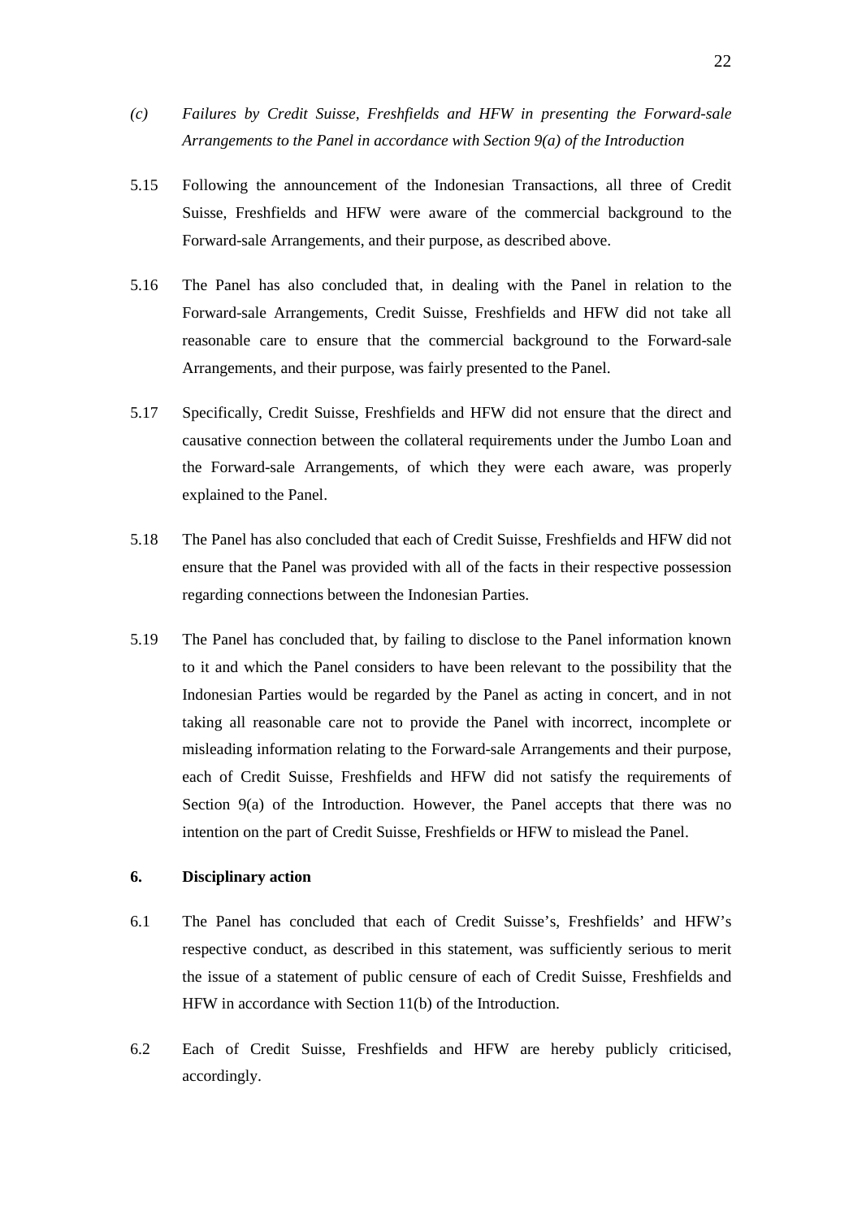*(c) Failures by Credit Suisse, Freshfields and HFW in presenting the Forward-sale Arrangements to the Panel in accordance with Section 9(a) of the Introduction*

5.15 Following the announcement of the Indonesian Transactions, all three of Credit Suisse, Freshfields and HFW were aware of the commercial background to the Forward-sale Arrangements, and their purpose, as described above.

5.16 The Panel has also concluded that, in dealing with the Panel in relation to the Forward-sale Arrangements, Credit Suisse, Freshfields and HFW did not take all reasonable care to ensure that the commercial background to the Forward-sale Arrangements, and their purpose, was fairly presented to the Panel.

5.17 Specifically, Credit Suisse, Freshfields and HFW did not ensure that the direct and causative connection between the collateral requirements under the Jumbo Loan and the Forward-sale Arrangements, of which they were each aware, was properly explained to the Panel.

5.18 The Panel has also concluded that each of Credit Suisse, Freshfields and HFW did not ensure that the Panel was provided with all of the facts in their respective possession regarding connections between the Indonesian Parties.

5.19 The Panel has concluded that, by failing to disclose to the Panel information known to it and which the Panel considers to have been relevant to the possibility that the Indonesian Parties would be regarded by the Panel as acting in concert, and in not taking all reasonable care not to provide the Panel with incorrect, incomplete or misleading information relating to the Forward-sale Arrangements and their purpose, each of Credit Suisse, Freshfields and HFW did not satisfy the requirements of Section 9(a) of the Introduction. However, the Panel accepts that there was no intention on the part of Credit Suisse, Freshfields or HFW to mislead the Panel.

## 6. Disciplinary action

6.1 The Panel has concluded that each of Credit Suisse's, Freshfields' and HFW's respective conduct, as described in this statement, was sufficiently serious to merit the issue of a statement of public censure of each of Credit Suisse, Freshfields and HFW in accordance with Section 11(b) of the Introduction.

6.2 Each of Credit Suisse, Freshfields and HFW are hereby publicly criticised, accordingly.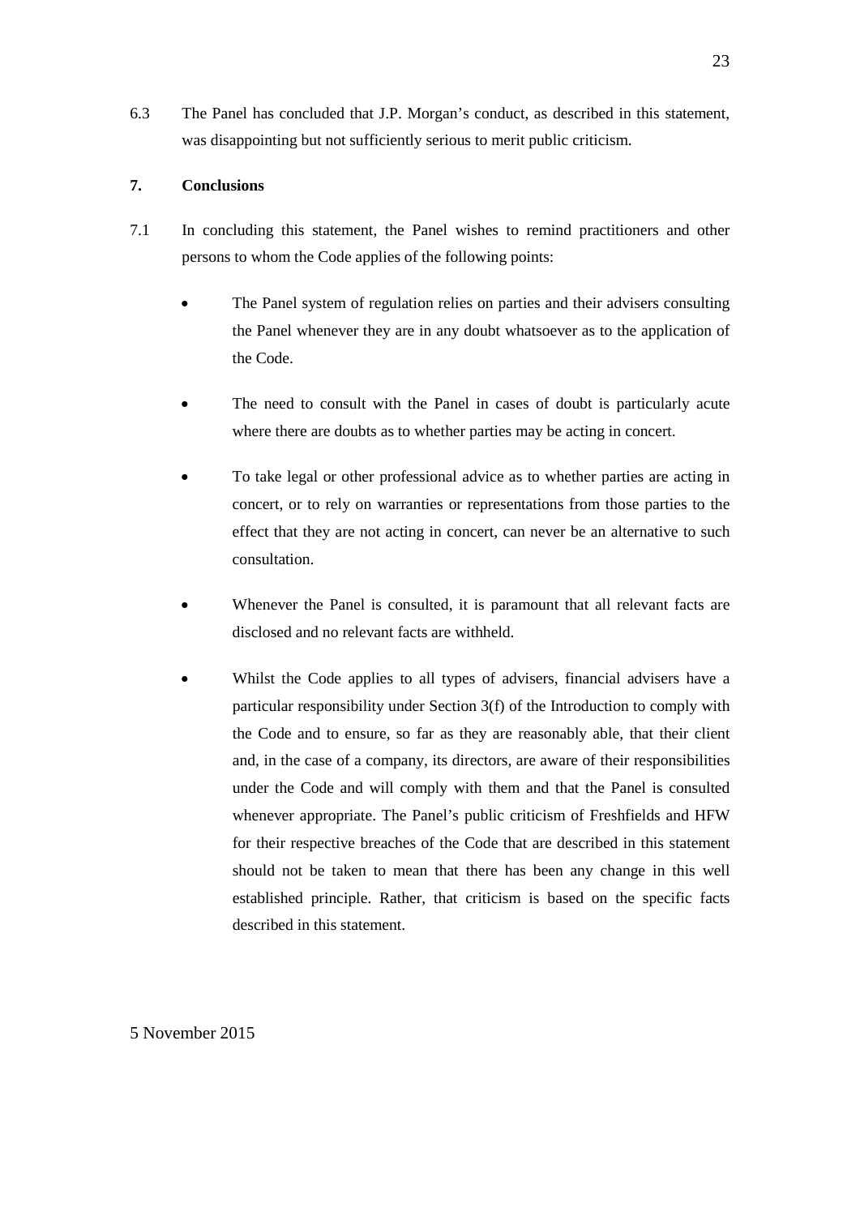6.3 The Panel has concluded that J.P. Morgan's conduct, as described in this statement, was disappointing but not sufficiently serious to merit public criticism.

## 7. Conclusions

7.1 In concluding this statement, the Panel wishes to remind practitioners and other persons to whom the Code applies of the following points:

- The Panel system of regulation relies on parties and their advisers consulting the Panel whenever they are in any doubt whatsoever as to the application of the Code.

- The need to consult with the Panel in cases of doubt is particularly acute where there are doubts as to whether parties may be acting in concert.

- To take legal or other professional advice as to whether parties are acting in concert, or to rely on warranties or representations from those parties to the effect that they are not acting in concert, can never be an alternative to such consultation.

- Whenever the Panel is consulted, it is paramount that all relevant facts are disclosed and no relevant facts are withheld.

- Whilst the Code applies to all types of advisers, financial advisers have a particular responsibility under Section 3(f) of the Introduction to comply with the Code and to ensure, so far as they are reasonably able, that their client and, in the case of a company, its directors, are aware of their responsibilities under the Code and will comply with them and that the Panel is consulted whenever appropriate. The Panel's public criticism of Freshfields and HFW for their respective breaches of the Code that are described in this statement should not be taken to mean that there has been any change in this well established principle. Rather, that criticism is based on the specific facts described in this statement.

5 November 2015